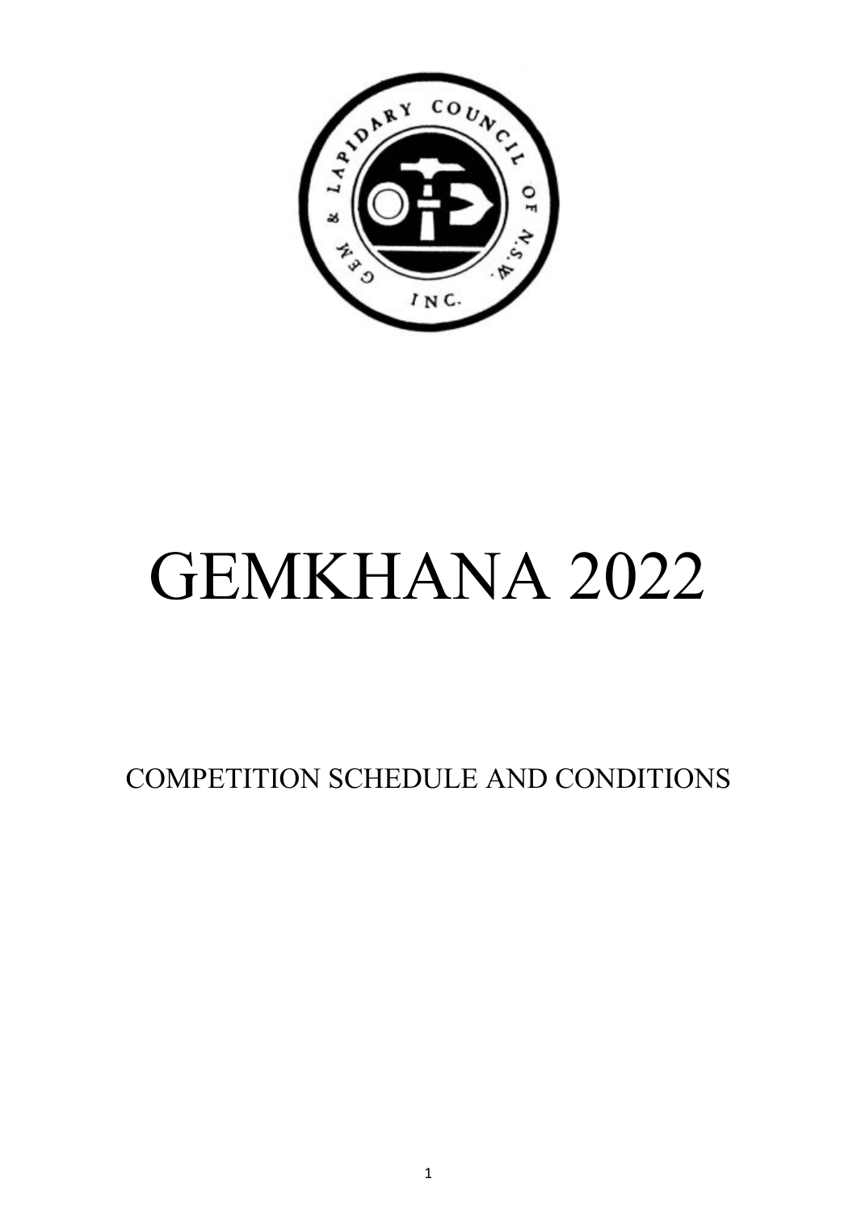# GEMKHANA 2022

COMPETITION SCHEDULE AND CONDITIONS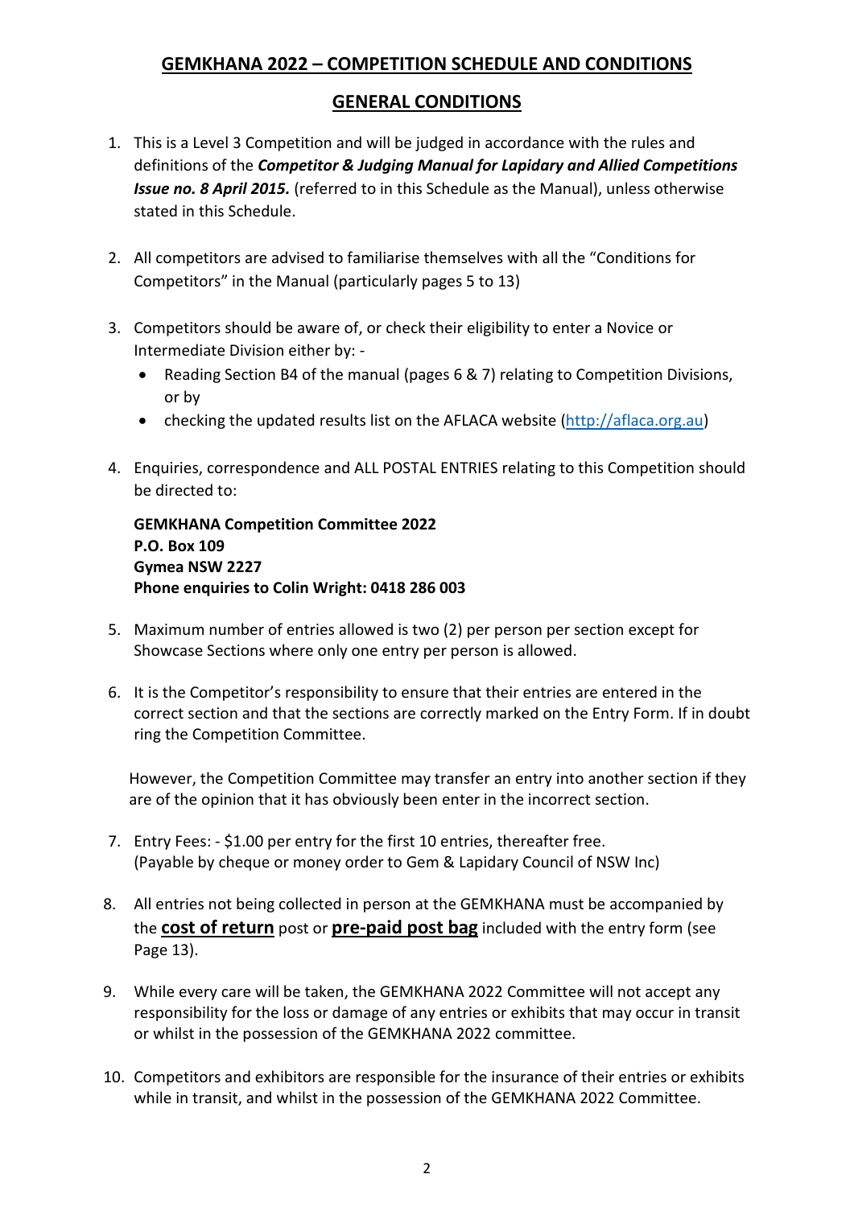# GEMKHANA 2022 – COMPETITION SCHEDULE AND CONDITIONS

## GENERAL CONDITIONS

1. This is a Level 3 Competition and will be judged in accordance with the rules and definitions of the ***Competitor & Judging Manual for Lapidary and Allied Competitions Issue no. 8 April 2015.*** (referred to in this Schedule as the Manual), unless otherwise stated in this Schedule.

2. All competitors are advised to familiarise themselves with all the "Conditions for Competitors" in the Manual (particularly pages 5 to 13)

3. Competitors should be aware of, or check their eligibility to enter a Novice or Intermediate Division either by: -
   - Reading Section B4 of the manual (pages 6 & 7) relating to Competition Divisions, or by
   - checking the updated results list on the AFLACA website (http://aflaca.org.au)

4. Enquiries, correspondence and ALL POSTAL ENTRIES relating to this Competition should be directed to:

   **GEMKHANA Competition Committee 2022**
   **P.O. Box 109**
   **Gymea NSW 2227**
   **Phone enquiries to Colin Wright: 0418 286 003**

5. Maximum number of entries allowed is two (2) per person per section except for Showcase Sections where only one entry per person is allowed.

6. It is the Competitor's responsibility to ensure that their entries are entered in the correct section and that the sections are correctly marked on the Entry Form. If in doubt ring the Competition Committee.

   However, the Competition Committee may transfer an entry into another section if they are of the opinion that it has obviously been enter in the incorrect section.

7. Entry Fees: - $1.00 per entry for the first 10 entries, thereafter free. (Payable by cheque or money order to Gem & Lapidary Council of NSW Inc)

8. All entries not being collected in person at the GEMKHANA must be accompanied by the **cost of return** post or **pre-paid post bag** included with the entry form (see Page 13).

9. While every care will be taken, the GEMKHANA 2022 Committee will not accept any responsibility for the loss or damage of any entries or exhibits that may occur in transit or whilst in the possession of the GEMKHANA 2022 committee.

10. Competitors and exhibitors are responsible for the insurance of their entries or exhibits while in transit, and whilst in the possession of the GEMKHANA 2022 Committee.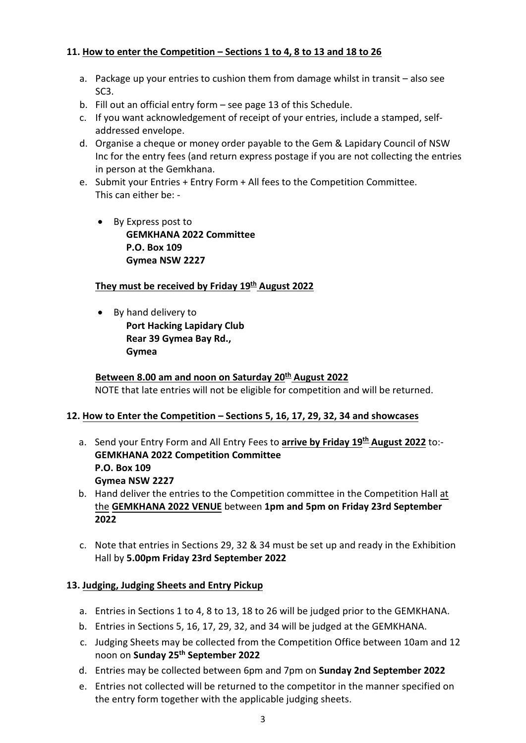## 11. How to enter the Competition – Sections 1 to 4, 8 to 13 and 18 to 26

a. Package up your entries to cushion them from damage whilst in transit – also see SC3.
b. Fill out an official entry form – see page 13 of this Schedule.
c. If you want acknowledgement of receipt of your entries, include a stamped, self-addressed envelope.
d. Organise a cheque or money order payable to the Gem & Lapidary Council of NSW Inc for the entry fees (and return express postage if you are not collecting the entries in person at the Gemkhana.
e. Submit your Entries + Entry Form + All fees to the Competition Committee. This can either be: -

   - By Express post to
     **GEMKHANA 2022 Committee**
     **P.O. Box 109**
     **Gymea NSW 2227**

   **They must be received by Friday 19th August 2022**

   - By hand delivery to
     **Port Hacking Lapidary Club**
     **Rear 39 Gymea Bay Rd.,**
     **Gymea**

   **Between 8.00 am and noon on Saturday 20th August 2022**
   NOTE that late entries will not be eligible for competition and will be returned.

## 12. How to Enter the Competition – Sections 5, 16, 17, 29, 32, 34 and showcases

a. Send your Entry Form and All Entry Fees to **arrive by Friday 19th August 2022** to:-
   **GEMKHANA 2022 Competition Committee**
   **P.O. Box 109**
   **Gymea NSW 2227**
b. Hand deliver the entries to the Competition committee in the Competition Hall at the **GEMKHANA 2022 VENUE** between **1pm and 5pm on Friday 23rd September 2022**
c. Note that entries in Sections 29, 32 & 34 must be set up and ready in the Exhibition Hall by **5.00pm Friday 23rd September 2022**

## 13. Judging, Judging Sheets and Entry Pickup

a. Entries in Sections 1 to 4, 8 to 13, 18 to 26 will be judged prior to the GEMKHANA.
b. Entries in Sections 5, 16, 17, 29, 32, and 34 will be judged at the GEMKHANA.
c. Judging Sheets may be collected from the Competition Office between 10am and 12 noon on **Sunday 25th September 2022**
d. Entries may be collected between 6pm and 7pm on **Sunday 2nd September 2022**
e. Entries not collected will be returned to the competitor in the manner specified on the entry form together with the applicable judging sheets.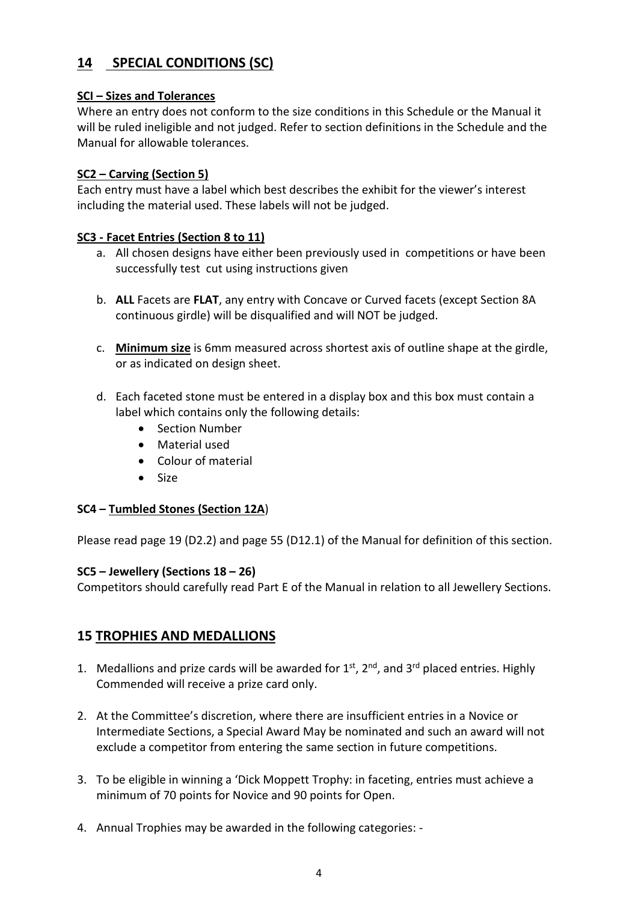## 14 SPECIAL CONDITIONS (SC)

**SCI – Sizes and Tolerances**

Where an entry does not conform to the size conditions in this Schedule or the Manual it will be ruled ineligible and not judged. Refer to section definitions in the Schedule and the Manual for allowable tolerances.

**SC2 – Carving (Section 5)**

Each entry must have a label which best describes the exhibit for the viewer's interest including the material used. These labels will not be judged.

**SC3 - Facet Entries (Section 8 to 11)**

a. All chosen designs have either been previously used in competitions or have been successfully test cut using instructions given

b. **ALL** Facets are **FLAT**, any entry with Concave or Curved facets (except Section 8A continuous girdle) will be disqualified and will NOT be judged.

c. **Minimum size** is 6mm measured across shortest axis of outline shape at the girdle, or as indicated on design sheet.

d. Each faceted stone must be entered in a display box and this box must contain a label which contains only the following details:
   - Section Number
   - Material used
   - Colour of material
   - Size

**SC4 – Tumbled Stones (Section 12A)**

Please read page 19 (D2.2) and page 55 (D12.1) of the Manual for definition of this section.

**SC5 – Jewellery (Sections 18 – 26)**

Competitors should carefully read Part E of the Manual in relation to all Jewellery Sections.

## 15 TROPHIES AND MEDALLIONS

1. Medallions and prize cards will be awarded for 1st, 2nd, and 3rd placed entries. Highly Commended will receive a prize card only.

2. At the Committee's discretion, where there are insufficient entries in a Novice or Intermediate Sections, a Special Award May be nominated and such an award will not exclude a competitor from entering the same section in future competitions.

3. To be eligible in winning a 'Dick Moppett Trophy: in faceting, entries must achieve a minimum of 70 points for Novice and 90 points for Open.

4. Annual Trophies may be awarded in the following categories: -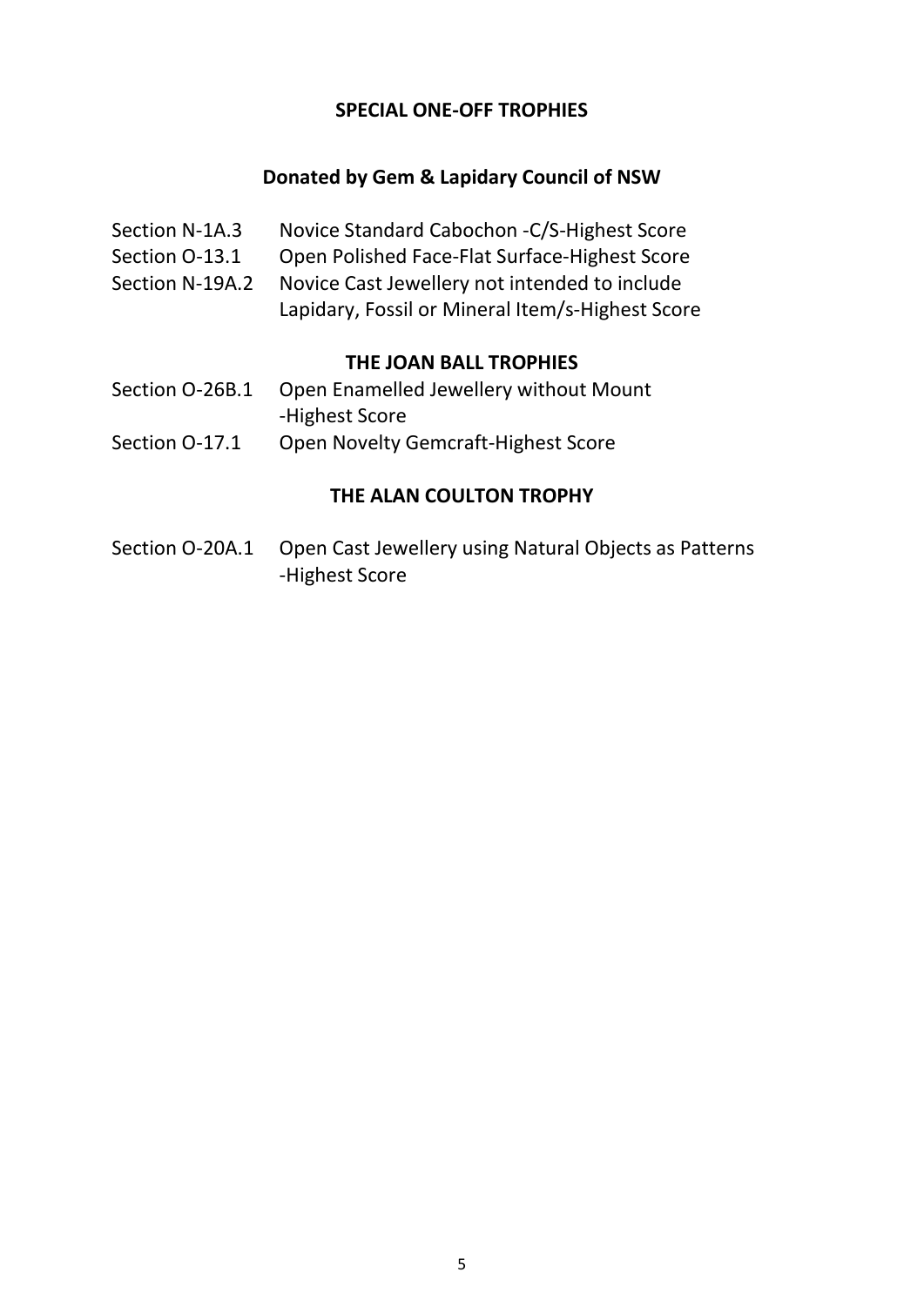## SPECIAL ONE-OFF TROPHIES

### Donated by Gem & Lapidary Council of NSW

| | |
|---|---|
| Section N-1A.3 | Novice Standard Cabochon -C/S-Highest Score |
| Section O-13.1 | Open Polished Face-Flat Surface-Highest Score |
| Section N-19A.2 | Novice Cast Jewellery not intended to include Lapidary, Fossil or Mineral Item/s-Highest Score |

### THE JOAN BALL TROPHIES

| | |
|---|---|
| Section O-26B.1 | Open Enamelled Jewellery without Mount -Highest Score |
| Section O-17.1 | Open Novelty Gemcraft-Highest Score |

### THE ALAN COULTON TROPHY

| | |
|---|---|
| Section O-20A.1 | Open Cast Jewellery using Natural Objects as Patterns -Highest Score |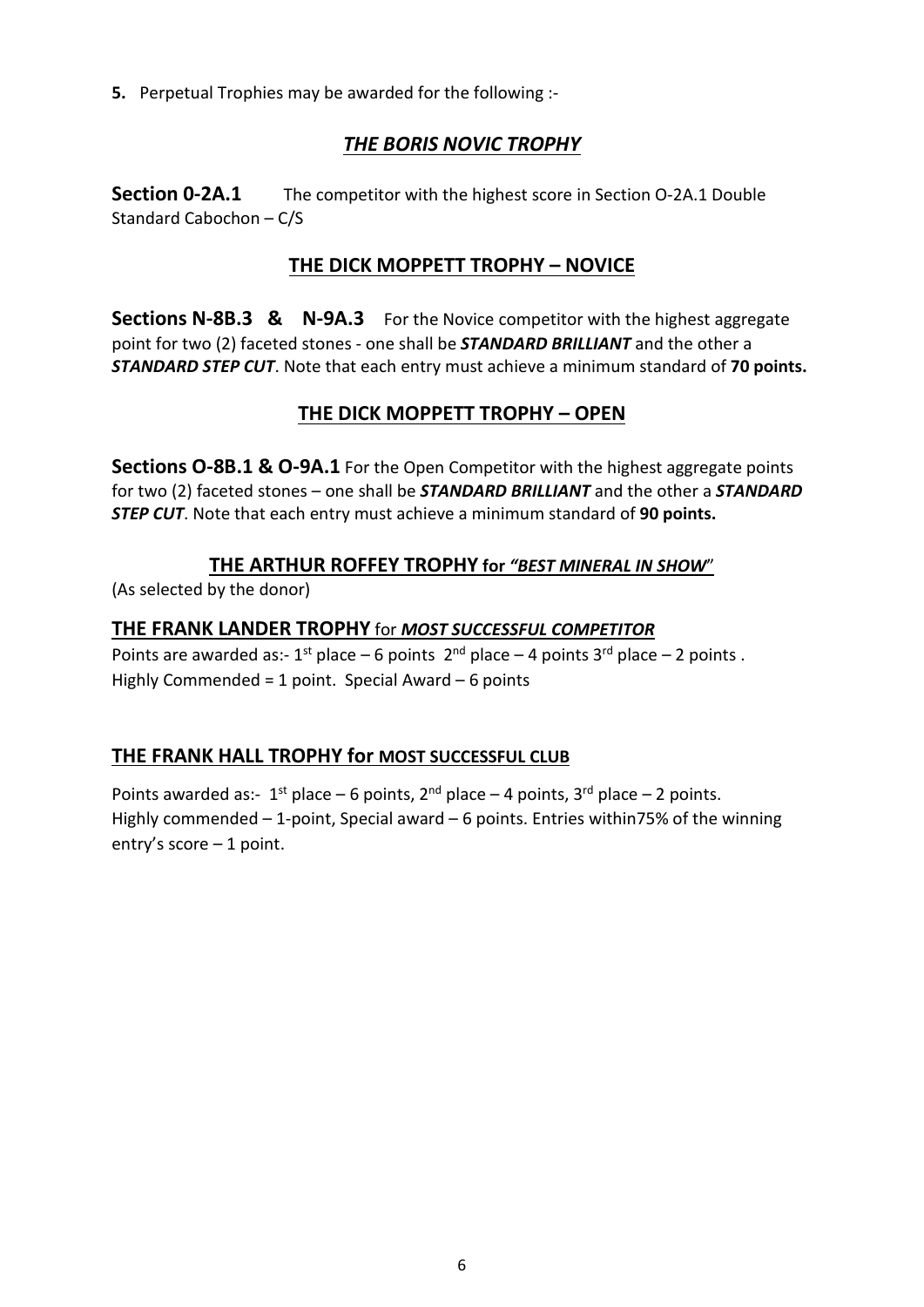**5.** Perpetual Trophies may be awarded for the following :-

## *THE BORIS NOVIC TROPHY*

**Section 0-2A.1** The competitor with the highest score in Section O-2A.1 Double Standard Cabochon – C/S

## THE DICK MOPPETT TROPHY – NOVICE

**Sections N-8B.3 & N-9A.3** For the Novice competitor with the highest aggregate point for two (2) faceted stones - one shall be ***STANDARD BRILLIANT*** and the other a ***STANDARD STEP CUT***. Note that each entry must achieve a minimum standard of **70 points.**

## THE DICK MOPPETT TROPHY – OPEN

**Sections O-8B.1 & O-9A.1** For the Open Competitor with the highest aggregate points for two (2) faceted stones – one shall be ***STANDARD BRILLIANT*** and the other a ***STANDARD STEP CUT***. Note that each entry must achieve a minimum standard of **90 points.**

## THE ARTHUR ROFFEY TROPHY for *"BEST MINERAL IN SHOW"*

(As selected by the donor)

## THE FRANK LANDER TROPHY for *MOST SUCCESSFUL COMPETITOR*

Points are awarded as:- 1st place – 6 points 2nd place – 4 points 3rd place – 2 points . Highly Commended = 1 point. Special Award – 6 points

## THE FRANK HALL TROPHY for MOST SUCCESSFUL CLUB

Points awarded as:- 1st place – 6 points, 2nd place – 4 points, 3rd place – 2 points. Highly commended – 1-point, Special award – 6 points. Entries within75% of the winning entry's score – 1 point.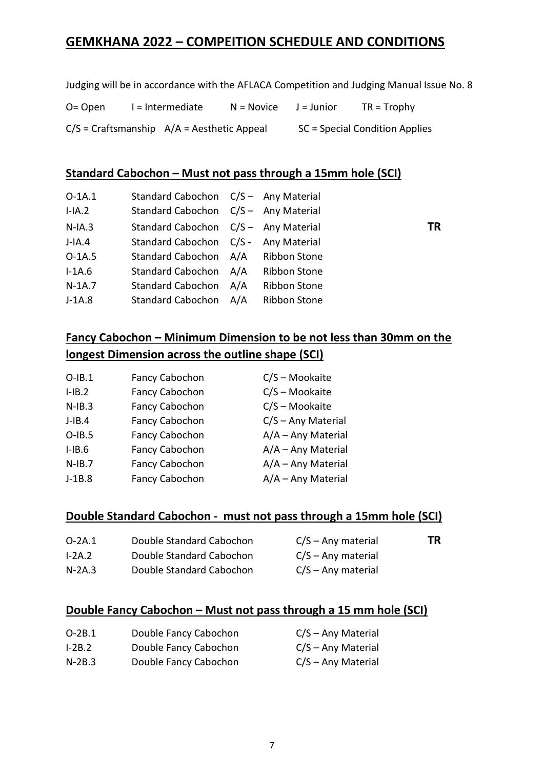# GEMKHANA 2022 – COMPEITION SCHEDULE AND CONDITIONS

Judging will be in accordance with the AFLACA Competition and Judging Manual Issue No. 8

O= Open I = Intermediate N = Novice J = Junior TR = Trophy

C/S = Craftsmanship A/A = Aesthetic Appeal SC = Special Condition Applies

## Standard Cabochon – Must not pass through a 15mm hole (SCI)

| | | | | |
|---|---|---|---|---|
| O-1A.1 | Standard Cabochon | C/S – | Any Material | |
| I-IA.2 | Standard Cabochon | C/S – | Any Material | |
| N-IA.3 | Standard Cabochon | C/S – | Any Material | **TR** |
| J-IA.4 | Standard Cabochon | C/S - | Any Material | |
| O-1A.5 | Standard Cabochon | A/A | Ribbon Stone | |
| I-1A.6 | Standard Cabochon | A/A | Ribbon Stone | |
| N-1A.7 | Standard Cabochon | A/A | Ribbon Stone | |
| J-1A.8 | Standard Cabochon | A/A | Ribbon Stone | |

## Fancy Cabochon – Minimum Dimension to be not less than 30mm on the longest Dimension across the outline shape (SCI)

| | | |
|---|---|---|
| O-IB.1 | Fancy Cabochon | C/S – Mookaite |
| I-IB.2 | Fancy Cabochon | C/S – Mookaite |
| N-IB.3 | Fancy Cabochon | C/S – Mookaite |
| J-IB.4 | Fancy Cabochon | C/S – Any Material |
| O-IB.5 | Fancy Cabochon | A/A – Any Material |
| I-IB.6 | Fancy Cabochon | A/A – Any Material |
| N-IB.7 | Fancy Cabochon | A/A – Any Material |
| J-1B.8 | Fancy Cabochon | A/A – Any Material |

## Double Standard Cabochon - must not pass through a 15mm hole (SCI)

| | | | |
|---|---|---|---|
| O-2A.1 | Double Standard Cabochon | C/S – Any material | **TR** |
| I-2A.2 | Double Standard Cabochon | C/S – Any material | |
| N-2A.3 | Double Standard Cabochon | C/S – Any material | |

## Double Fancy Cabochon – Must not pass through a 15 mm hole (SCI)

| | | |
|---|---|---|
| O-2B.1 | Double Fancy Cabochon | C/S – Any Material |
| I-2B.2 | Double Fancy Cabochon | C/S – Any Material |
| N-2B.3 | Double Fancy Cabochon | C/S – Any Material |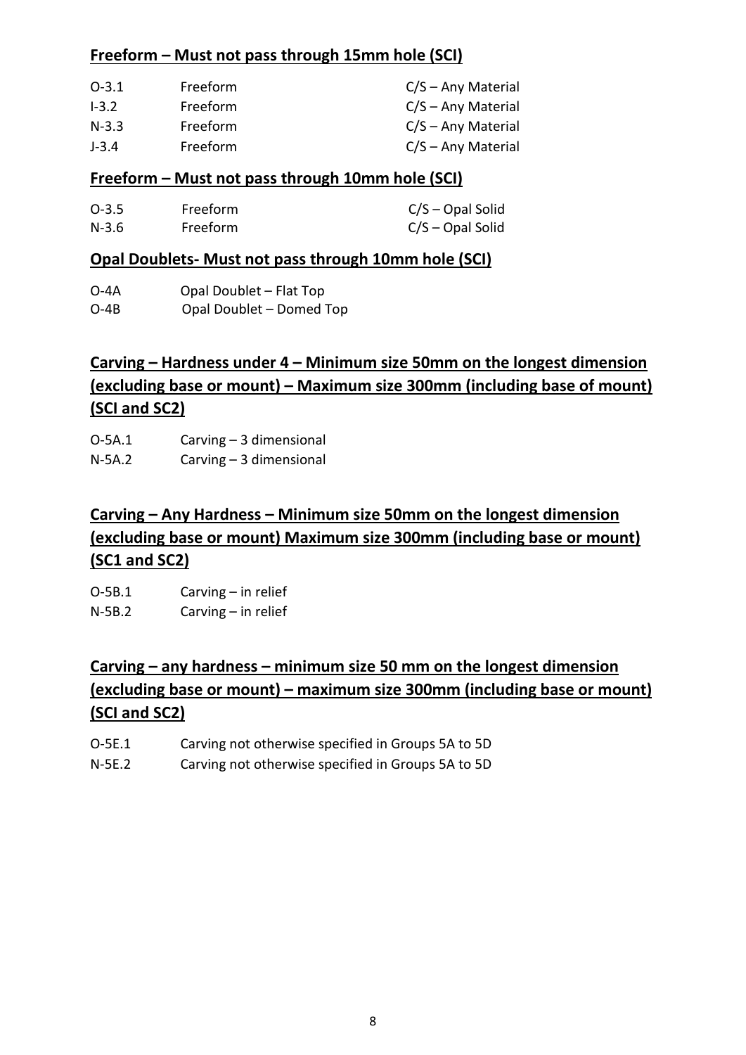## Freeform – Must not pass through 15mm hole (SCI)

| | | |
|---|---|---|
| O-3.1 | Freeform | C/S – Any Material |
| I-3.2 | Freeform | C/S – Any Material |
| N-3.3 | Freeform | C/S – Any Material |
| J-3.4 | Freeform | C/S – Any Material |

## Freeform – Must not pass through 10mm hole (SCI)

| | | |
|---|---|---|
| O-3.5 | Freeform | C/S – Opal Solid |
| N-3.6 | Freeform | C/S – Opal Solid |

## Opal Doublets- Must not pass through 10mm hole (SCI)

| | |
|---|---|
| O-4A | Opal Doublet – Flat Top |
| O-4B | Opal Doublet – Domed Top |

## Carving – Hardness under 4 – Minimum size 50mm on the longest dimension (excluding base or mount) – Maximum size 300mm (including base of mount) (SCI and SC2)

| | |
|---|---|
| O-5A.1 | Carving – 3 dimensional |
| N-5A.2 | Carving – 3 dimensional |

## Carving – Any Hardness – Minimum size 50mm on the longest dimension (excluding base or mount) Maximum size 300mm (including base or mount) (SC1 and SC2)

| | |
|---|---|
| O-5B.1 | Carving – in relief |
| N-5B.2 | Carving – in relief |

## Carving – any hardness – minimum size 50 mm on the longest dimension (excluding base or mount) – maximum size 300mm (including base or mount) (SCI and SC2)

| | |
|---|---|
| O-5E.1 | Carving not otherwise specified in Groups 5A to 5D |
| N-5E.2 | Carving not otherwise specified in Groups 5A to 5D |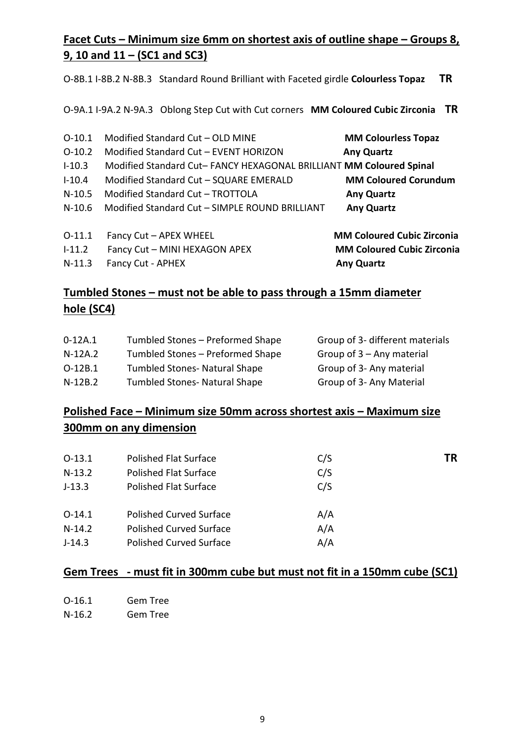## Facet Cuts – Minimum size 6mm on shortest axis of outline shape – Groups 8, 9, 10 and 11 – (SC1 and SC3)

O-8B.1 I-8B.2 N-8B.3 Standard Round Brilliant with Faceted girdle **Colourless Topaz** **TR**

O-9A.1 I-9A.2 N-9A.3 Oblong Step Cut with Cut corners **MM Coloured Cubic Zirconia** **TR**

| | | |
|---|---|---|
| O-10.1 | Modified Standard Cut – OLD MINE | **MM Colourless Topaz** |
| O-10.2 | Modified Standard Cut – EVENT HORIZON | **Any Quartz** |
| I-10.3 | Modified Standard Cut– FANCY HEXAGONAL BRILLIANT | **MM Coloured Spinal** |
| I-10.4 | Modified Standard Cut – SQUARE EMERALD | **MM Coloured Corundum** |
| N-10.5 | Modified Standard Cut – TROTTOLA | **Any Quartz** |
| N-10.6 | Modified Standard Cut – SIMPLE ROUND BRILLIANT | **Any Quartz** |

| | | |
|---|---|---|
| O-11.1 | Fancy Cut – APEX WHEEL | **MM Coloured Cubic Zirconia** |
| I-11.2 | Fancy Cut – MINI HEXAGON APEX | **MM Coloured Cubic Zirconia** |
| N-11.3 | Fancy Cut - APHEX | **Any Quartz** |

## Tumbled Stones – must not be able to pass through a 15mm diameter hole (SC4)

| | | |
|---|---|---|
| 0-12A.1 | Tumbled Stones – Preformed Shape | Group of 3- different materials |
| N-12A.2 | Tumbled Stones – Preformed Shape | Group of 3 – Any material |
| O-12B.1 | Tumbled Stones- Natural Shape | Group of 3- Any material |
| N-12B.2 | Tumbled Stones- Natural Shape | Group of 3- Any Material |

## Polished Face – Minimum size 50mm across shortest axis – Maximum size 300mm on any dimension

| | | | |
|---|---|---|---|
| O-13.1 | Polished Flat Surface | C/S | **TR** |
| N-13.2 | Polished Flat Surface | C/S | |
| J-13.3 | Polished Flat Surface | C/S | |
| O-14.1 | Polished Curved Surface | A/A | |
| N-14.2 | Polished Curved Surface | A/A | |
| J-14.3 | Polished Curved Surface | A/A | |

## Gem Trees - must fit in 300mm cube but must not fit in a 150mm cube (SC1)

| | |
|---|---|
| O-16.1 | Gem Tree |
| N-16.2 | Gem Tree |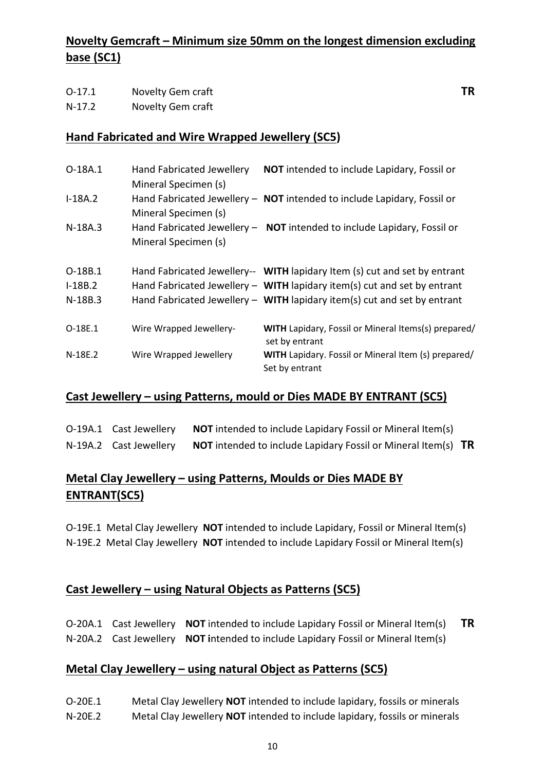## Novelty Gemcraft – Minimum size 50mm on the longest dimension excluding base (SC1)

| | | |
|---|---|---|
| O-17.1 | Novelty Gem craft | **TR** |
| N-17.2 | Novelty Gem craft | |

## Hand Fabricated and Wire Wrapped Jewellery (SC5)

| | | |
|---|---|---|
| O-18A.1 | Hand Fabricated Jewellery | **NOT** intended to include Lapidary, Fossil or Mineral Specimen (s) |
| I-18A.2 | Hand Fabricated Jewellery – | **NOT** intended to include Lapidary, Fossil or Mineral Specimen (s) |
| N-18A.3 | Hand Fabricated Jewellery – | **NOT** intended to include Lapidary, Fossil or Mineral Specimen (s) |
| O-18B.1 | Hand Fabricated Jewellery-- | **WITH** lapidary Item (s) cut and set by entrant |
| I-18B.2 | Hand Fabricated Jewellery – | **WITH** lapidary item(s) cut and set by entrant |
| N-18B.3 | Hand Fabricated Jewellery – | **WITH** lapidary item(s) cut and set by entrant |
| O-18E.1 | Wire Wrapped Jewellery- | **WITH** Lapidary, Fossil or Mineral Items(s) prepared/ set by entrant |
| N-18E.2 | Wire Wrapped Jewellery | **WITH** Lapidary. Fossil or Mineral Item (s) prepared/ Set by entrant |

## Cast Jewellery – using Patterns, mould or Dies MADE BY ENTRANT (SC5)

| | | | |
|---|---|---|---|
| O-19A.1 | Cast Jewellery | **NOT** intended to include Lapidary Fossil or Mineral Item(s) | |
| N-19A.2 | Cast Jewellery | **NOT** intended to include Lapidary Fossil or Mineral Item(s) | **TR** |

## Metal Clay Jewellery – using Patterns, Moulds or Dies MADE BY ENTRANT(SC5)

O-19E.1 Metal Clay Jewellery **NOT** intended to include Lapidary, Fossil or Mineral Item(s)
N-19E.2 Metal Clay Jewellery **NOT** intended to include Lapidary Fossil or Mineral Item(s)

## Cast Jewellery – using Natural Objects as Patterns (SC5)

| | | | |
|---|---|---|---|
| O-20A.1 | Cast Jewellery | **NOT** intended to include Lapidary Fossil or Mineral Item(s) | **TR** |
| N-20A.2 | Cast Jewellery | **NOT i**ntended to include Lapidary Fossil or Mineral Item(s) | |

## Metal Clay Jewellery – using natural Object as Patterns (SC5)

| | |
|---|---|
| O-20E.1 | Metal Clay Jewellery **NOT** intended to include lapidary, fossils or minerals |
| N-20E.2 | Metal Clay Jewellery **NOT** intended to include lapidary, fossils or minerals |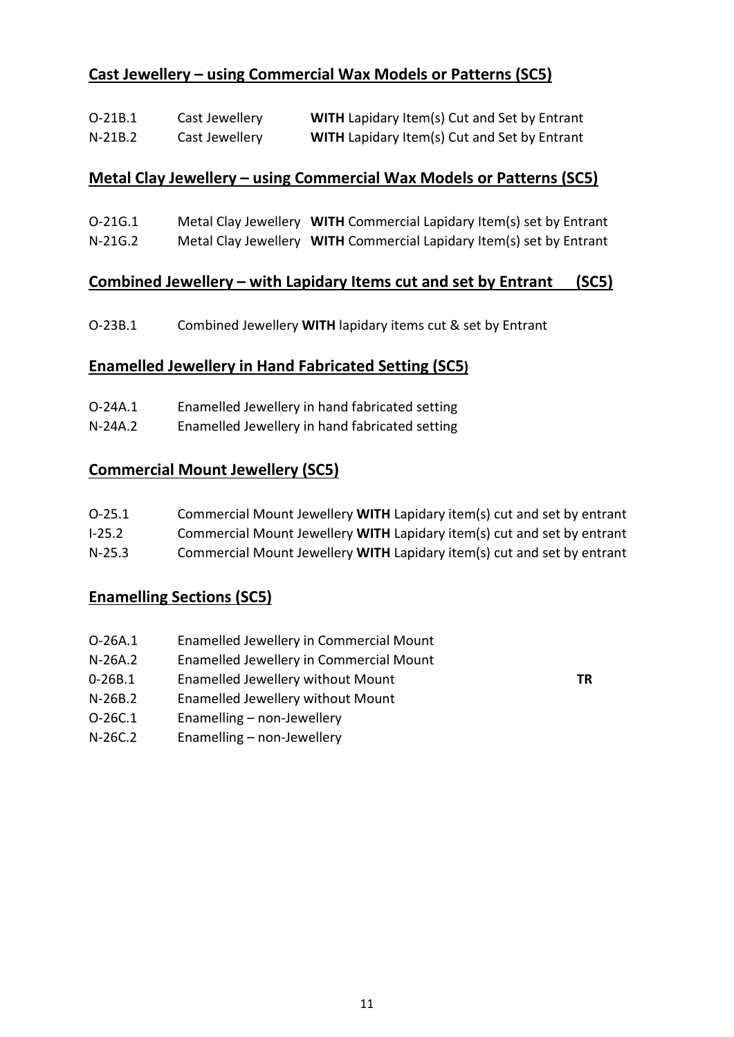## Cast Jewellery – using Commercial Wax Models or Patterns (SC5)

O-21B.1 Cast Jewellery **WITH** Lapidary Item(s) Cut and Set by Entrant
N-21B.2 Cast Jewellery **WITH** Lapidary Item(s) Cut and Set by Entrant

## Metal Clay Jewellery – using Commercial Wax Models or Patterns (SC5)

O-21G.1 Metal Clay Jewellery **WITH** Commercial Lapidary Item(s) set by Entrant
N-21G.2 Metal Clay Jewellery **WITH** Commercial Lapidary Item(s) set by Entrant

## Combined Jewellery – with Lapidary Items cut and set by Entrant (SC5)

O-23B.1 Combined Jewellery **WITH** lapidary items cut & set by Entrant

## Enamelled Jewellery in Hand Fabricated Setting (SC5)

O-24A.1 Enamelled Jewellery in hand fabricated setting
N-24A.2 Enamelled Jewellery in hand fabricated setting

## Commercial Mount Jewellery (SC5)

O-25.1 Commercial Mount Jewellery **WITH** Lapidary item(s) cut and set by entrant
I-25.2 Commercial Mount Jewellery **WITH** Lapidary item(s) cut and set by entrant
N-25.3 Commercial Mount Jewellery **WITH** Lapidary item(s) cut and set by entrant

## Enamelling Sections (SC5)

O-26A.1 Enamelled Jewellery in Commercial Mount
N-26A.2 Enamelled Jewellery in Commercial Mount
0-26B.1 Enamelled Jewellery without Mount **TR**
N-26B.2 Enamelled Jewellery without Mount
O-26C.1 Enamelling – non-Jewellery
N-26C.2 Enamelling – non-Jewellery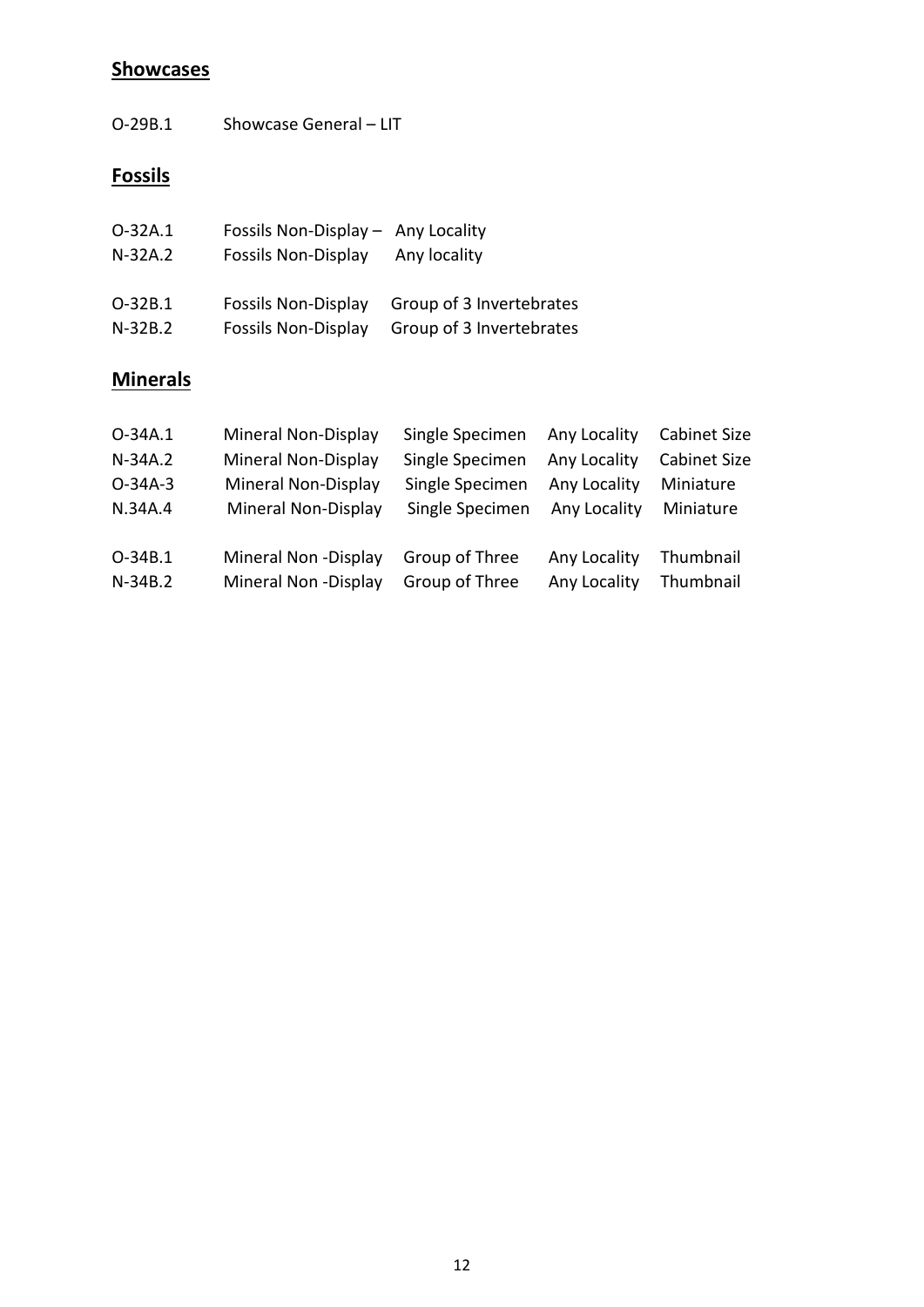## Showcases

| | |
|---|---|
| O-29B.1 | Showcase General – LIT |

## Fossils

| | | |
|---|---|---|
| O-32A.1 | Fossils Non-Display – | Any Locality |
| N-32A.2 | Fossils Non-Display | Any locality |
| O-32B.1 | Fossils Non-Display | Group of 3 Invertebrates |
| N-32B.2 | Fossils Non-Display | Group of 3 Invertebrates |

## Minerals

| | | | | |
|---|---|---|---|---|
| O-34A.1 | Mineral Non-Display | Single Specimen | Any Locality | Cabinet Size |
| N-34A.2 | Mineral Non-Display | Single Specimen | Any Locality | Cabinet Size |
| O-34A-3 | Mineral Non-Display | Single Specimen | Any Locality | Miniature |
| N.34A.4 | Mineral Non-Display | Single Specimen | Any Locality | Miniature |
| O-34B.1 | Mineral Non -Display | Group of Three | Any Locality | Thumbnail |
| N-34B.2 | Mineral Non -Display | Group of Three | Any Locality | Thumbnail |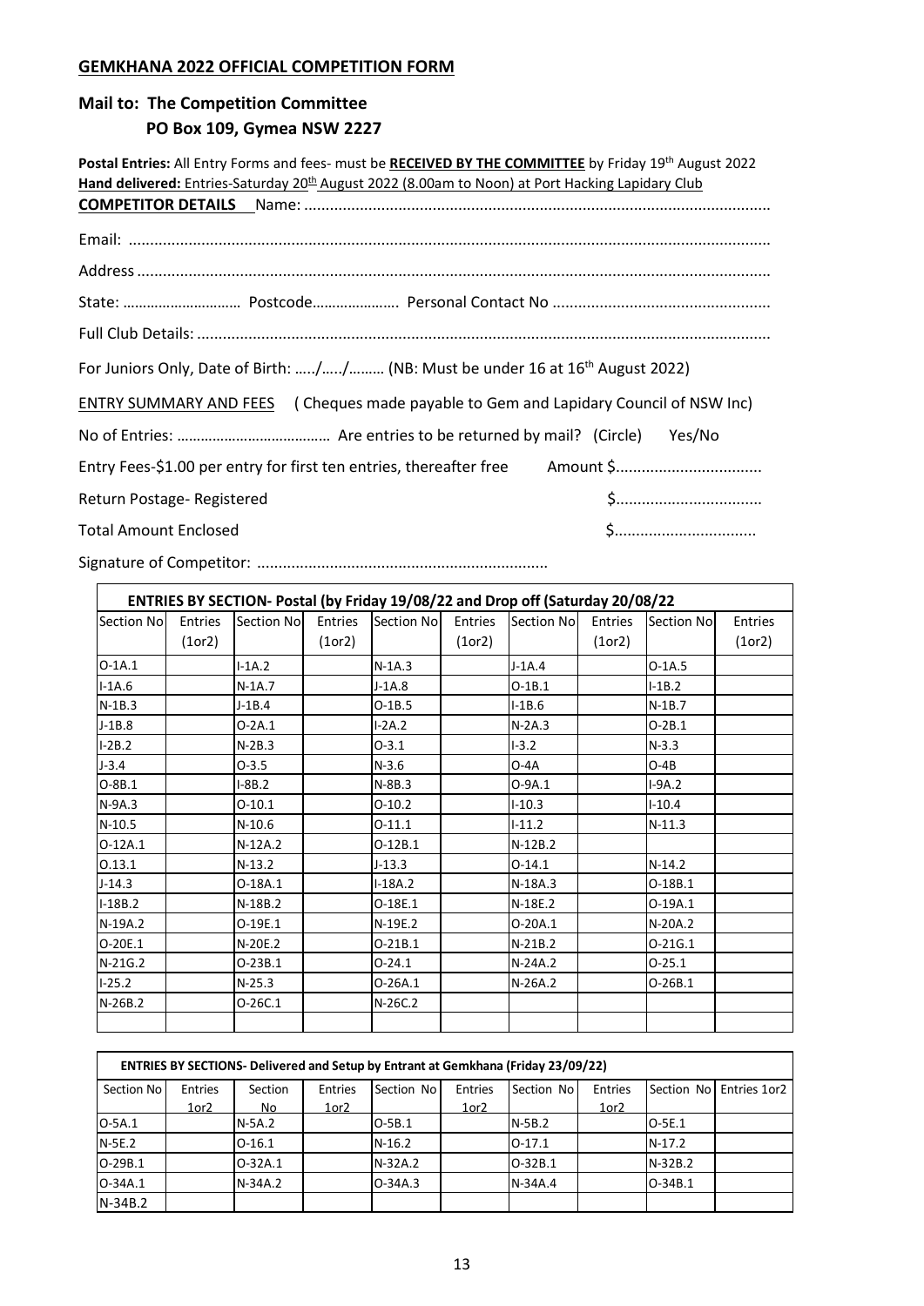## GEMKHANA 2022 OFFICIAL COMPETITION FORM

### Mail to: The Competition Committee
### PO Box 109, Gymea NSW 2227

**Postal Entries:** All Entry Forms and fees- must be **RECEIVED BY THE COMMITTEE** by Friday 19th August 2022
**Hand delivered:** Entries-Saturday 20th August 2022 (8.00am to Noon) at Port Hacking Lapidary Club

**COMPETITOR DETAILS** Name: ...........................................................................................................

Email: ...................................................................................................................................................

Address ...................................................................................................................................................

State: ………………………… Postcode………………… Personal Contact No ..................................................

Full Club Details: ....................................................................................................................................

For Juniors Only, Date of Birth: …../…../……… (NB: Must be under 16 at 16th August 2022)

ENTRY SUMMARY AND FEES ( Cheques made payable to Gem and Lapidary Council of NSW Inc)

No of Entries: ………………………………… Are entries to be returned by mail? (Circle) Yes/No

Entry Fees-$1.00 per entry for first ten entries, thereafter free Amount $..................................

Return Postage- Registered $..................................

Total Amount Enclosed $.................................

Signature of Competitor: ...................................................................

**ENTRIES BY SECTION- Postal (by Friday 19/08/22 and Drop off (Saturday 20/08/22**

| Section No | Entries (1or2) | Section No | Entries (1or2) | Section No | Entries (1or2) | Section No | Entries (1or2) | Section No | Entries (1or2) |
|---|---|---|---|---|---|---|---|---|---|
| O-1A.1 | | I-1A.2 | | N-1A.3 | | J-1A.4 | | O-1A.5 | |
| I-1A.6 | | N-1A.7 | | J-1A.8 | | O-1B.1 | | I-1B.2 | |
| N-1B.3 | | J-1B.4 | | O-1B.5 | | I-1B.6 | | N-1B.7 | |
| J-1B.8 | | O-2A.1 | | I-2A.2 | | N-2A.3 | | O-2B.1 | |
| I-2B.2 | | N-2B.3 | | O-3.1 | | I-3.2 | | N-3.3 | |
| J-3.4 | | O-3.5 | | N-3.6 | | O-4A | | O-4B | |
| O-8B.1 | | I-8B.2 | | N-8B.3 | | O-9A.1 | | I-9A.2 | |
| N-9A.3 | | O-10.1 | | O-10.2 | | I-10.3 | | I-10.4 | |
| N-10.5 | | N-10.6 | | O-11.1 | | I-11.2 | | N-11.3 | |
| O-12A.1 | | N-12A.2 | | O-12B.1 | | N-12B.2 | | | |
| O.13.1 | | N-13.2 | | J-13.3 | | O-14.1 | | N-14.2 | |
| J-14.3 | | O-18A.1 | | I-18A.2 | | N-18A.3 | | O-18B.1 | |
| I-18B.2 | | N-18B.2 | | O-18E.1 | | N-18E.2 | | O-19A.1 | |
| N-19A.2 | | O-19E.1 | | N-19E.2 | | O-20A.1 | | N-20A.2 | |
| O-20E.1 | | N-20E.2 | | O-21B.1 | | N-21B.2 | | O-21G.1 | |
| N-21G.2 | | O-23B.1 | | O-24.1 | | N-24A.2 | | O-25.1 | |
| I-25.2 | | N-25.3 | | O-26A.1 | | N-26A.2 | | O-26B.1 | |
| N-26B.2 | | O-26C.1 | | N-26C.2 | | | | | |
| | | | | | | | | | |

**ENTRIES BY SECTIONS- Delivered and Setup by Entrant at Gemkhana (Friday 23/09/22)**

| Section No | Entries 1or2 | Section No | Entries 1or2 | Section No | Entries 1or2 | Section No | Entries 1or2 | Section No | Entries 1or2 |
|---|---|---|---|---|---|---|---|---|---|
| O-5A.1 | | N-5A.2 | | O-5B.1 | | N-5B.2 | | O-5E.1 | |
| N-5E.2 | | O-16.1 | | N-16.2 | | O-17.1 | | N-17.2 | |
| O-29B.1 | | O-32A.1 | | N-32A.2 | | O-32B.1 | | N-32B.2 | |
| O-34A.1 | | N-34A.2 | | O-34A.3 | | N-34A.4 | | O-34B.1 | |
| N-34B.2 | | | | | | | | | |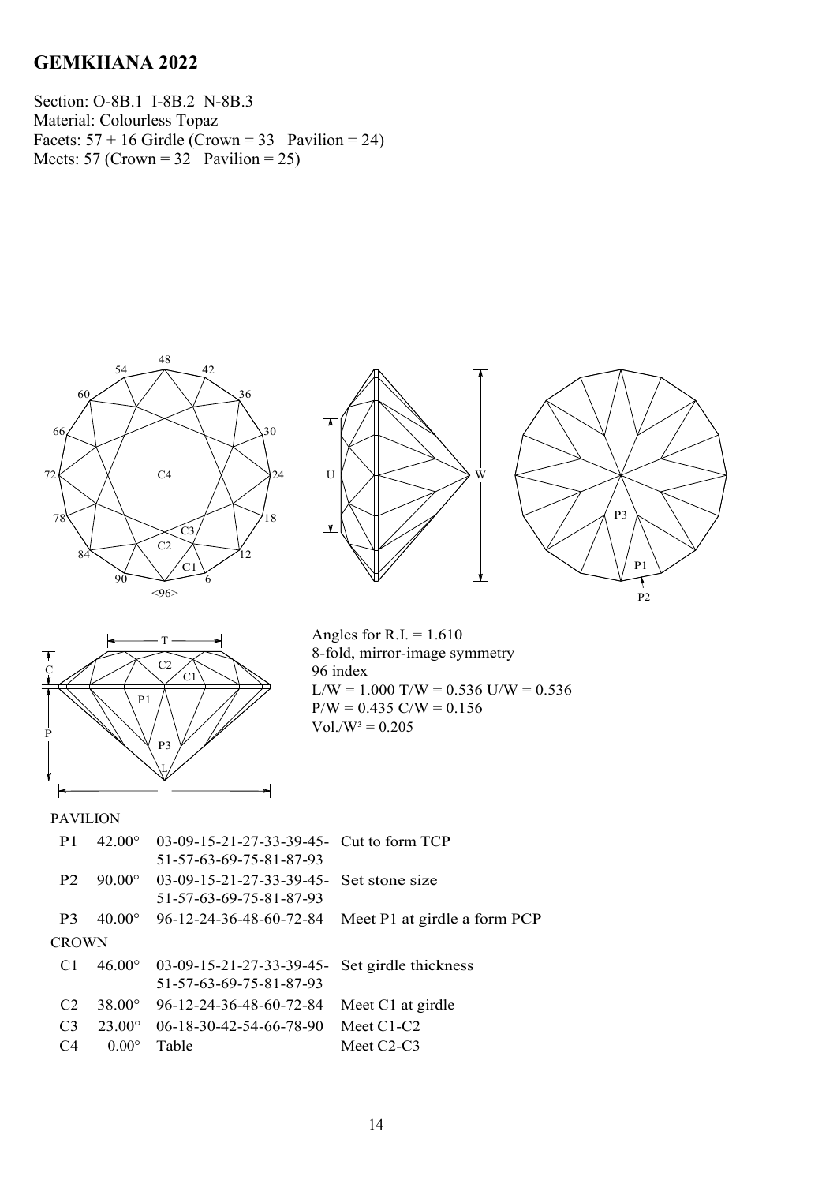## GEMKHANA 2022

Section: O-8B.1 I-8B.2 N-8B.3
Material: Colourless Topaz
Facets: 57 + 16 Girdle (Crown = 33 Pavilion = 24)
Meets: 57 (Crown = 32 Pavilion = 25)

Angles for R.I. = 1.610
8-fold, mirror-image symmetry
96 index
L/W = 1.000 T/W = 0.536 U/W = 0.536
P/W = 0.435 C/W = 0.156
Vol./W³ = 0.205

PAVILION

| | | | |
|---|---|---|---|
| P1 | 42.00° | 03-09-15-21-27-33-39-45-51-57-63-69-75-81-87-93 | Cut to form TCP |
| P2 | 90.00° | 03-09-15-21-27-33-39-45-51-57-63-69-75-81-87-93 | Set stone size |
| P3 | 40.00° | 96-12-24-36-48-60-72-84 | Meet P1 at girdle a form PCP |

CROWN

| | | | |
|---|---|---|---|
| C1 | 46.00° | 03-09-15-21-27-33-39-45-51-57-63-69-75-81-87-93 | Set girdle thickness |
| C2 | 38.00° | 96-12-24-36-48-60-72-84 | Meet C1 at girdle |
| C3 | 23.00° | 06-18-30-42-54-66-78-90 | Meet C1-C2 |
| C4 | 0.00° | Table | Meet C2-C3 |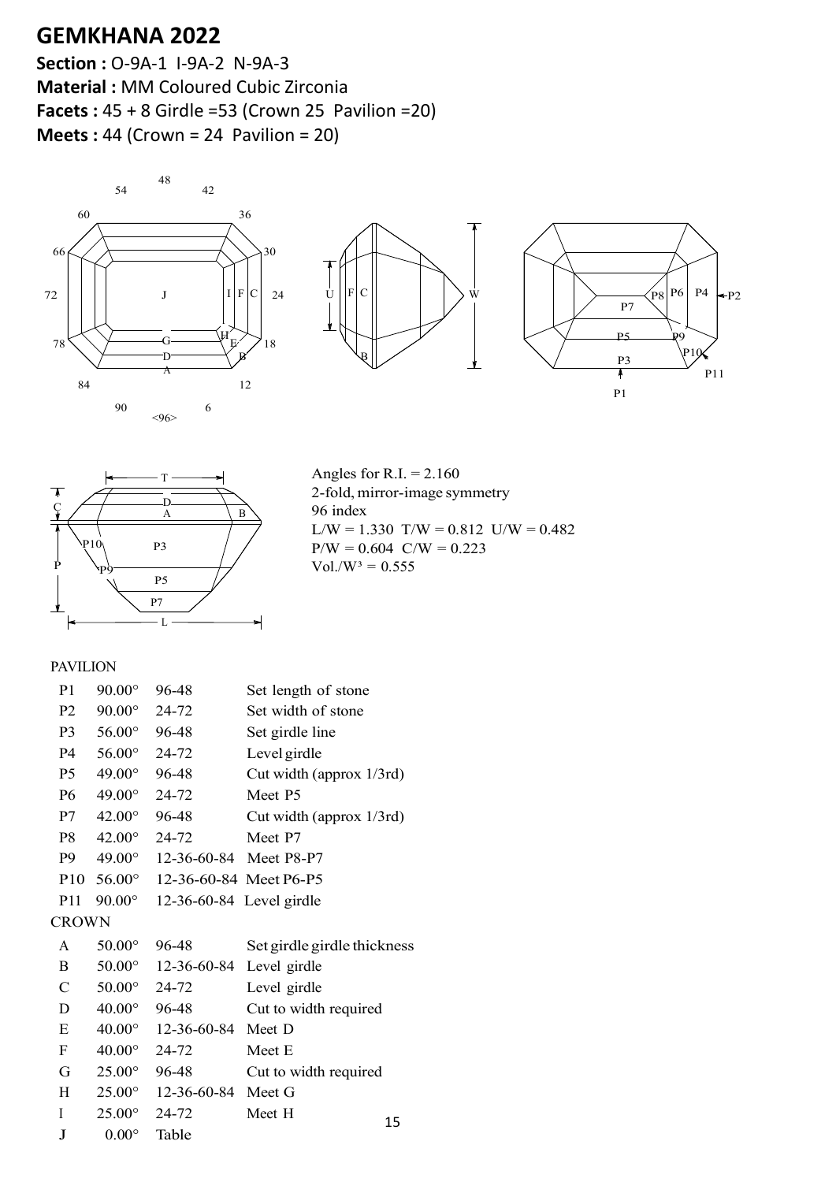# GEMKHANA 2022

**Section :** O-9A-1 I-9A-2 N-9A-3
**Material :** MM Coloured Cubic Zirconia
**Facets :** 45 + 8 Girdle =53 (Crown 25 Pavilion =20)
**Meets :** 44 (Crown = 24 Pavilion = 20)

Angles for R.I. = 2.160
2-fold, mirror-image symmetry
96 index
L/W = 1.330 T/W = 0.812 U/W = 0.482
P/W = 0.604 C/W = 0.223
Vol./W³ = 0.555

PAVILION

| | | | |
|---|---|---|---|
| P1 | 90.00° | 96-48 | Set length of stone |
| P2 | 90.00° | 24-72 | Set width of stone |
| P3 | 56.00° | 96-48 | Set girdle line |
| P4 | 56.00° | 24-72 | Level girdle |
| P5 | 49.00° | 96-48 | Cut width (approx 1/3rd) |
| P6 | 49.00° | 24-72 | Meet P5 |
| P7 | 42.00° | 96-48 | Cut width (approx 1/3rd) |
| P8 | 42.00° | 24-72 | Meet P7 |
| P9 | 49.00° | 12-36-60-84 | Meet P8-P7 |
| P10 | 56.00° | 12-36-60-84 | Meet P6-P5 |
| P11 | 90.00° | 12-36-60-84 | Level girdle |

CROWN

| | | | |
|---|---|---|---|
| A | 50.00° | 96-48 | Set girdle girdle thickness |
| B | 50.00° | 12-36-60-84 | Level girdle |
| C | 50.00° | 24-72 | Level girdle |
| D | 40.00° | 96-48 | Cut to width required |
| E | 40.00° | 12-36-60-84 | Meet D |
| F | 40.00° | 24-72 | Meet E |
| G | 25.00° | 96-48 | Cut to width required |
| H | 25.00° | 12-36-60-84 | Meet G |
| I | 25.00° | 24-72 | Meet H |
| J | 0.00° | Table | |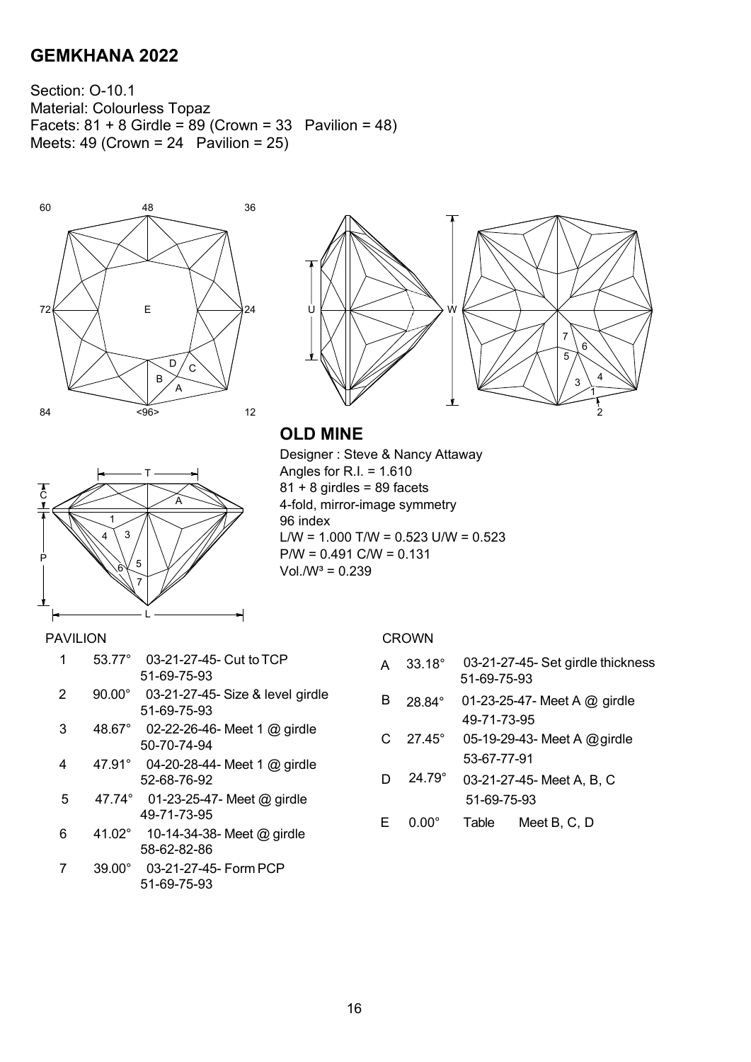## GEMKHANA 2022

Section: O-10.1
Material: Colourless Topaz
Facets: 81 + 8 Girdle = 89 (Crown = 33 Pavilion = 48)
Meets: 49 (Crown = 24 Pavilion = 25)

## OLD MINE

Designer : Steve & Nancy Attaway
Angles for R.I. = 1.610
81 + 8 girdles = 89 facets
4-fold, mirror-image symmetry
96 index
L/W = 1.000 T/W = 0.523 U/W = 0.523
P/W = 0.491 C/W = 0.131
Vol./W³ = 0.239

PAVILION

| | | | |
|---|---|---|---|
| 1 | 53.77° | 03-21-27-45-51-69-75-93 | Cut to TCP |
| 2 | 90.00° | 03-21-27-45-51-69-75-93 | Size & level girdle |
| 3 | 48.67° | 02-22-26-46-50-70-74-94 | Meet 1 @ girdle |
| 4 | 47.91° | 04-20-28-44-52-68-76-92 | Meet 1 @ girdle |
| 5 | 47.74° | 01-23-25-47-49-71-73-95 | Meet @ girdle |
| 6 | 41.02° | 10-14-34-38-58-62-82-86 | Meet @ girdle |
| 7 | 39.00° | 03-21-27-45-51-69-75-93 | Form PCP |

CROWN

| | | | |
|---|---|---|---|
| A | 33.18° | 03-21-27-45-51-69-75-93 | Set girdle thickness |
| B | 28.84° | 01-23-25-47-49-71-73-95 | Meet A @ girdle |
| C | 27.45° | 05-19-29-43-53-67-77-91 | Meet A @girdle |
| D | 24.79° | 03-21-27-45-51-69-75-93 | Meet A, B, C |
| E | 0.00° | Table | Meet B, C, D |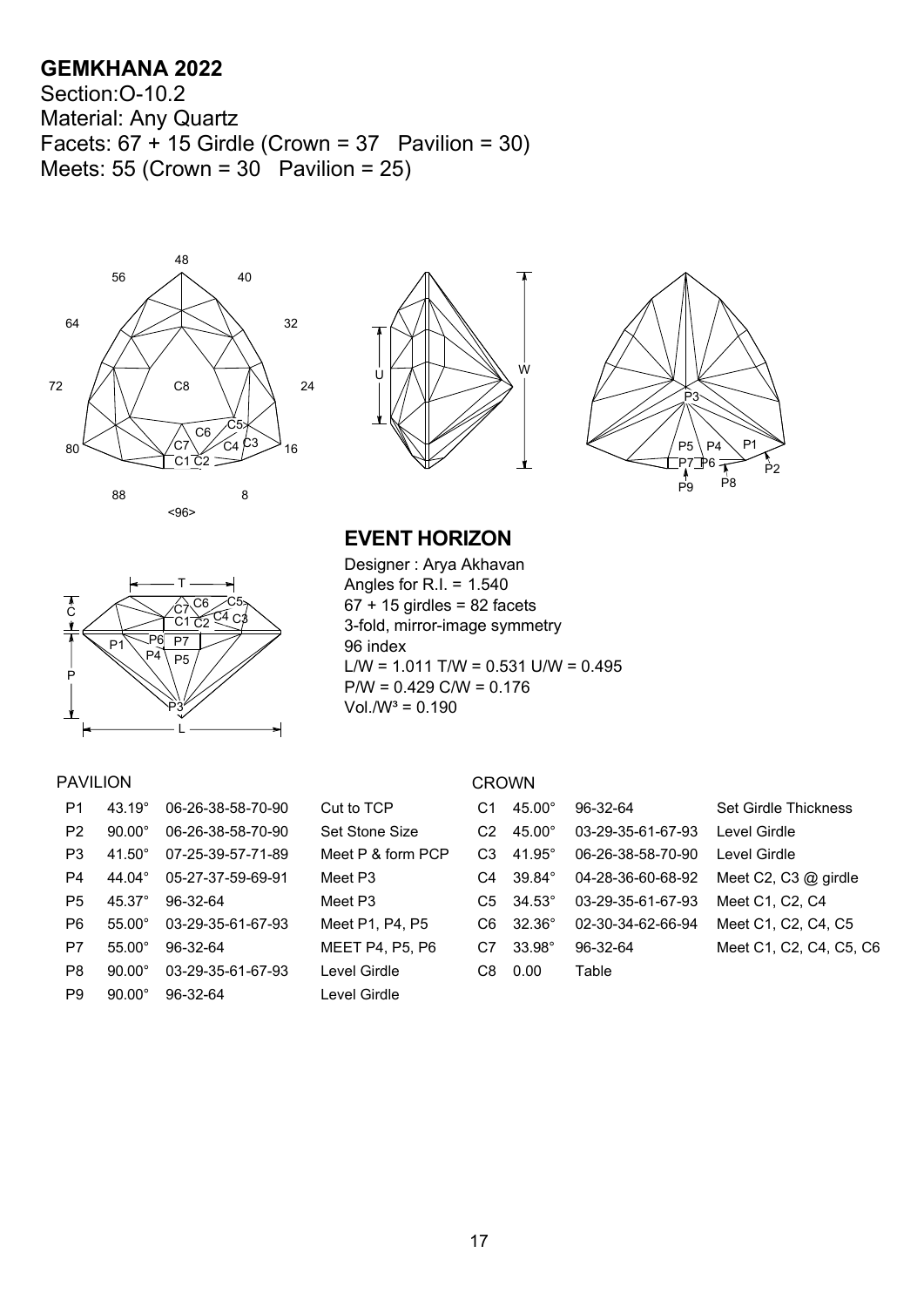**GEMKHANA 2022**
Section:O-10.2
Material: Any Quartz
Facets: 67 + 15 Girdle (Crown = 37 Pavilion = 30)
Meets: 55 (Crown = 30 Pavilion = 25)

## EVENT HORIZON

Designer : Arya Akhavan
Angles for R.I. = 1.540
67 + 15 girdles = 82 facets
3-fold, mirror-image symmetry
96 index
L/W = 1.011 T/W = 0.531 U/W = 0.495
P/W = 0.429 C/W = 0.176
Vol./W³ = 0.190

PAVILION

| | | | |
|---|---|---|---|
| P1 | 43.19° | 06-26-38-58-70-90 | Cut to TCP |
| P2 | 90.00° | 06-26-38-58-70-90 | Set Stone Size |
| P3 | 41.50° | 07-25-39-57-71-89 | Meet P & form PCP |
| P4 | 44.04° | 05-27-37-59-69-91 | Meet P3 |
| P5 | 45.37° | 96-32-64 | Meet P3 |
| P6 | 55.00° | 03-29-35-61-67-93 | Meet P1, P4, P5 |
| P7 | 55.00° | 96-32-64 | MEET P4, P5, P6 |
| P8 | 90.00° | 03-29-35-61-67-93 | Level Girdle |
| P9 | 90.00° | 96-32-64 | Level Girdle |

CROWN

| | | | |
|---|---|---|---|
| C1 | 45.00° | 96-32-64 | Set Girdle Thickness |
| C2 | 45.00° | 03-29-35-61-67-93 | Level Girdle |
| C3 | 41.95° | 06-26-38-58-70-90 | Level Girdle |
| C4 | 39.84° | 04-28-36-60-68-92 | Meet C2, C3 @ girdle |
| C5 | 34.53° | 03-29-35-61-67-93 | Meet C1, C2, C4 |
| C6 | 32.36° | 02-30-34-62-66-94 | Meet C1, C2, C4, C5 |
| C7 | 33.98° | 96-32-64 | Meet C1, C2, C4, C5, C6 |
| C8 | 0.00 | Table | |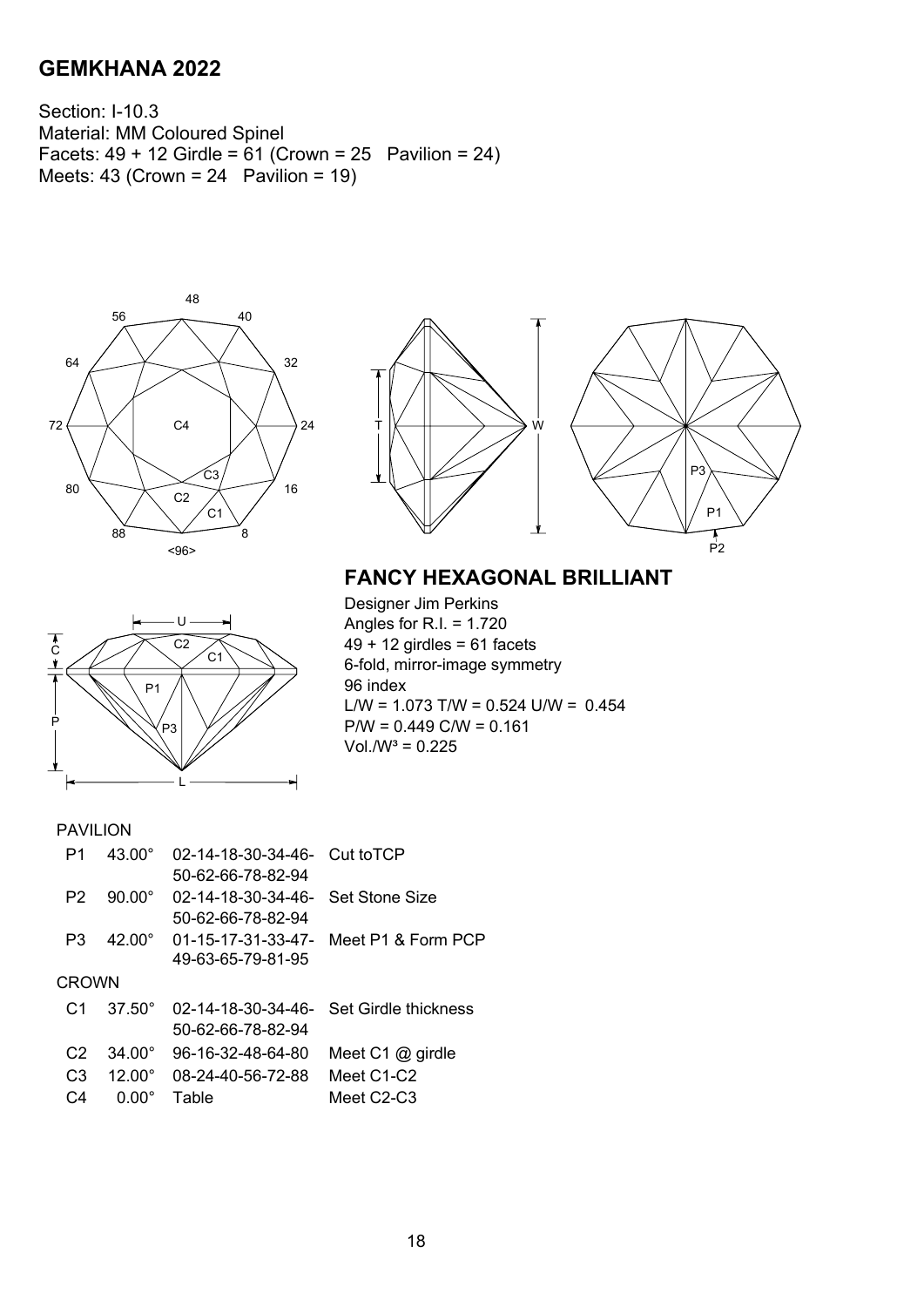## GEMKHANA 2022

Section: I-10.3
Material: MM Coloured Spinel
Facets: 49 + 12 Girdle = 61 (Crown = 25 Pavilion = 24)
Meets: 43 (Crown = 24 Pavilion = 19)

## FANCY HEXAGONAL BRILLIANT

Designer Jim Perkins
Angles for R.I. = 1.720
49 + 12 girdles = 61 facets
6-fold, mirror-image symmetry
96 index
L/W = 1.073 T/W = 0.524 U/W = 0.454
P/W = 0.449 C/W = 0.161
Vol./W³ = 0.225

PAVILION

| | | | |
|---|---|---|---|
| P1 | 43.00° | 02-14-18-30-34-46-50-62-66-78-82-94 | Cut toTCP |
| P2 | 90.00° | 02-14-18-30-34-46-50-62-66-78-82-94 | Set Stone Size |
| P3 | 42.00° | 01-15-17-31-33-47-49-63-65-79-81-95 | Meet P1 & Form PCP |

CROWN

| | | | |
|---|---|---|---|
| C1 | 37.50° | 02-14-18-30-34-46-50-62-66-78-82-94 | Set Girdle thickness |
| C2 | 34.00° | 96-16-32-48-64-80 | Meet C1 @ girdle |
| C3 | 12.00° | 08-24-40-56-72-88 | Meet C1-C2 |
| C4 | 0.00° | Table | Meet C2-C3 |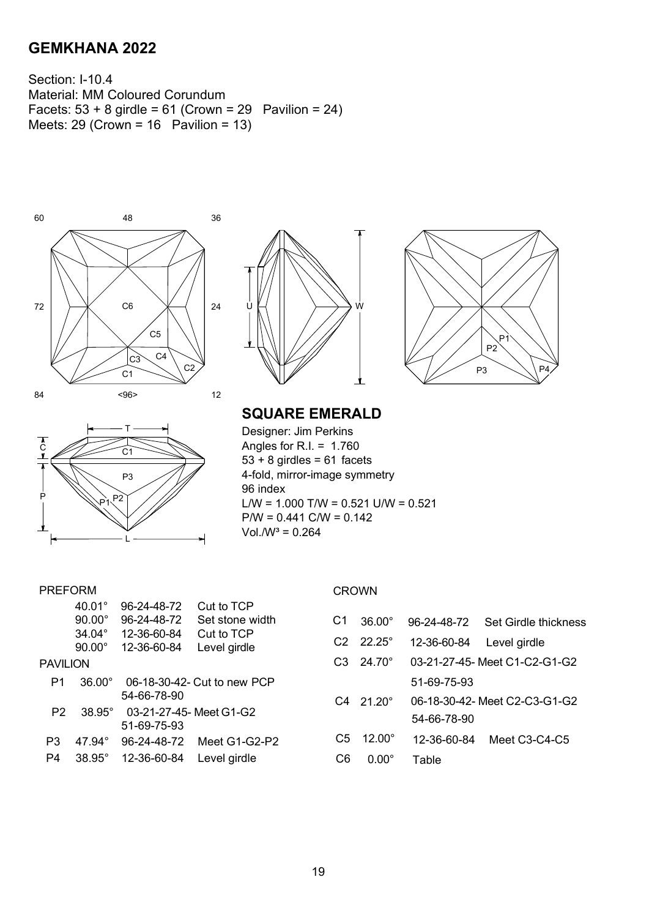## GEMKHANA 2022

Section: I-10.4
Material: MM Coloured Corundum
Facets: 53 + 8 girdle = 61 (Crown = 29 Pavilion = 24)
Meets: 29 (Crown = 16 Pavilion = 13)

### SQUARE EMERALD

Designer: Jim Perkins
Angles for R.I. = 1.760
53 + 8 girdles = 61 facets
4-fold, mirror-image symmetry
96 index
L/W = 1.000 T/W = 0.521 U/W = 0.521
P/W = 0.441 C/W = 0.142
Vol./W³ = 0.264

**PREFORM**

| | Angle | Index | Instruction |
|---|---|---|---|
| | 40.01° | 96-24-48-72 | Cut to TCP |
| | 90.00° | 96-24-48-72 | Set stone width |
| | 34.04° | 12-36-60-84 | Cut to TCP |
| | 90.00° | 12-36-60-84 | Level girdle |

**PAVILION**

| Facet | Angle | Index | Instruction |
|---|---|---|---|
| P1 | 36.00° | 06-18-30-42-54-66-78-90 | Cut to new PCP |
| P2 | 38.95° | 03-21-27-45-51-69-75-93 | Meet G1-G2 |
| P3 | 47.94° | 96-24-48-72 | Meet G1-G2-P2 |
| P4 | 38.95° | 12-36-60-84 | Level girdle |

**CROWN**

| Facet | Angle | Index | Instruction |
|---|---|---|---|
| C1 | 36.00° | 96-24-48-72 | Set Girdle thickness |
| C2 | 22.25° | 12-36-60-84 | Level girdle |
| C3 | 24.70° | 03-21-27-45-51-69-75-93 | Meet C1-C2-G1-G2 |
| C4 | 21.20° | 06-18-30-42-54-66-78-90 | Meet C2-C3-G1-G2 |
| C5 | 12.00° | 12-36-60-84 | Meet C3-C4-C5 |
| C6 | 0.00° | Table | |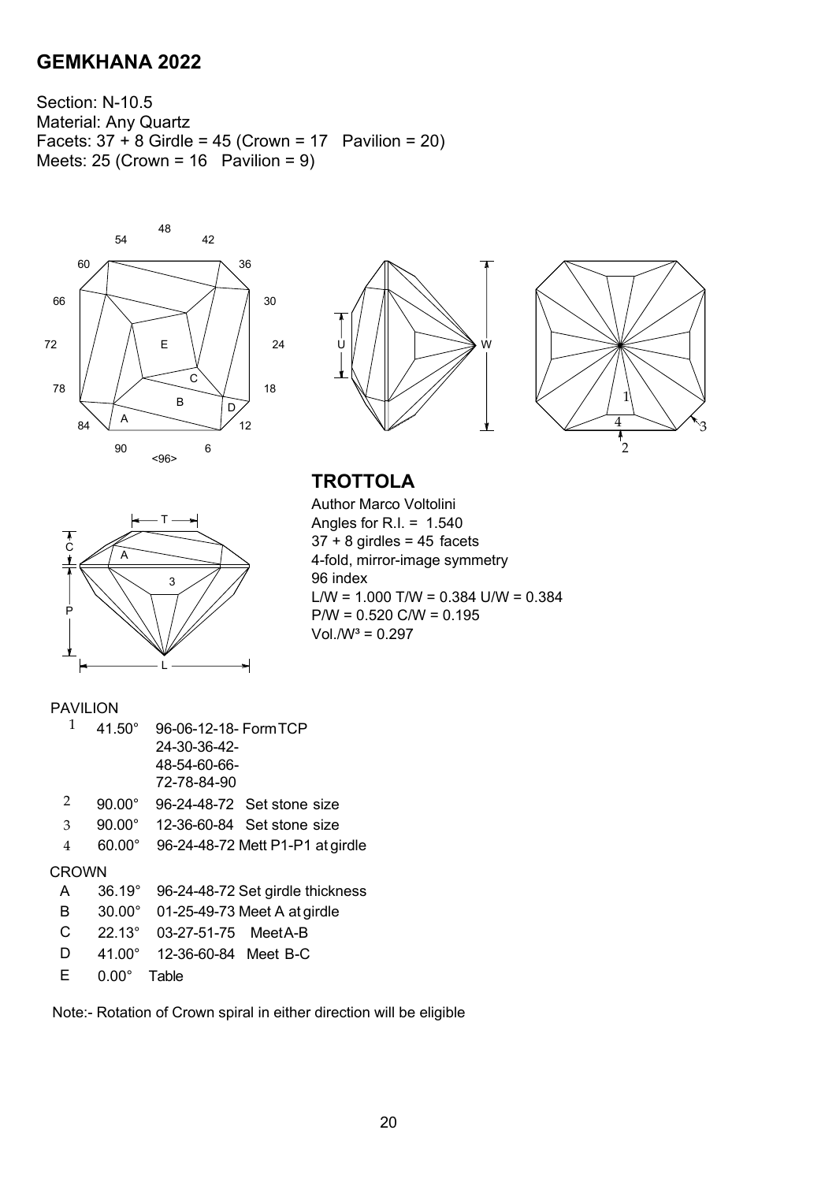## GEMKHANA 2022

Section: N-10.5
Material: Any Quartz
Facets: 37 + 8 Girdle = 45 (Crown = 17 Pavilion = 20)
Meets: 25 (Crown = 16 Pavilion = 9)

### TROTTOLA

Author Marco Voltolini
Angles for R.I. = 1.540
37 + 8 girdles = 45 facets
4-fold, mirror-image symmetry
96 index
L/W = 1.000 T/W = 0.384 U/W = 0.384
P/W = 0.520 C/W = 0.195
Vol./W³ = 0.297

PAVILION

| | | |
|---|---|---|
| 1 | 41.50° | 96-06-12-18-24-30-36-42-48-54-60-66-72-78-84-90 Form TCP |
| 2 | 90.00° | 96-24-48-72 Set stone size |
| 3 | 90.00° | 12-36-60-84 Set stone size |
| 4 | 60.00° | 96-24-48-72 Mett P1-P1 at girdle |

CROWN

| | | |
|---|---|---|
| A | 36.19° | 96-24-48-72 Set girdle thickness |
| B | 30.00° | 01-25-49-73 Meet A at girdle |
| C | 22.13° | 03-27-51-75 Meet A-B |
| D | 41.00° | 12-36-60-84 Meet B-C |
| E | 0.00° | Table |

Note:- Rotation of Crown spiral in either direction will be eligible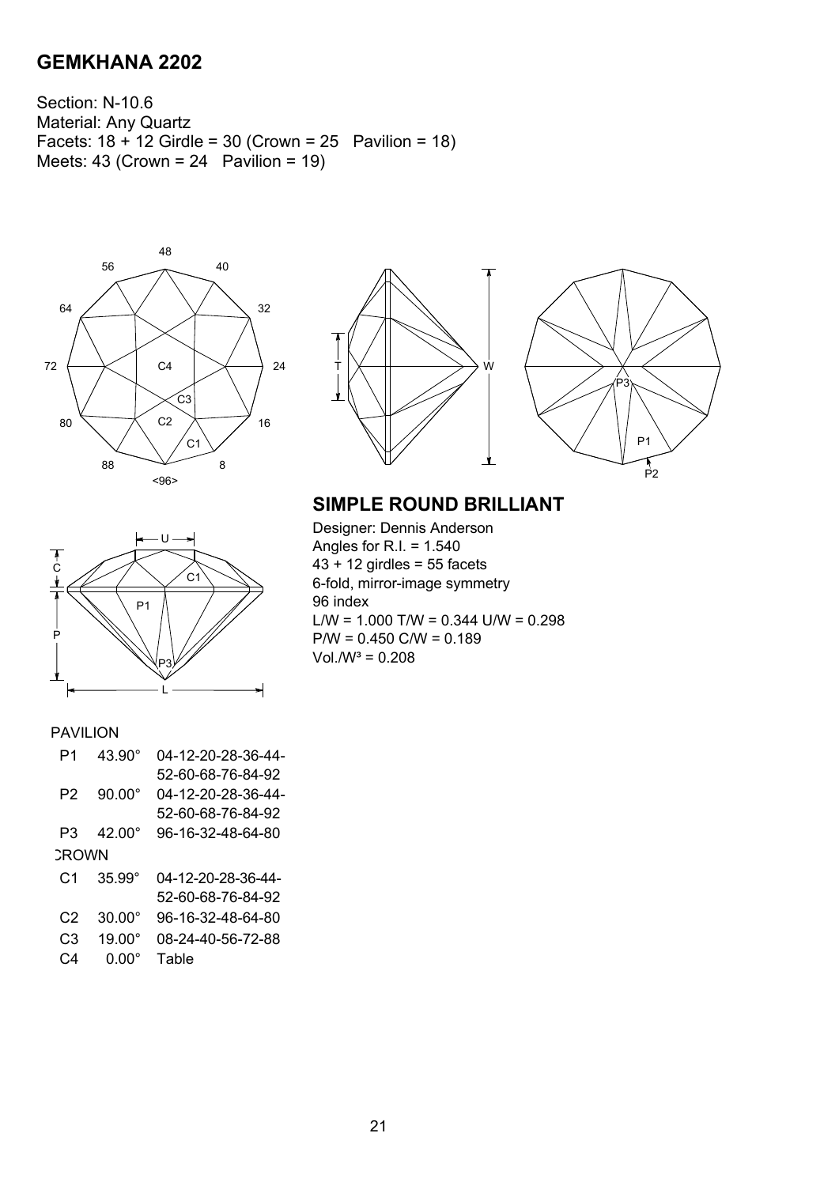## GEMKHANA 2202

Section: N-10.6
Material: Any Quartz
Facets: 18 + 12 Girdle = 30 (Crown = 25   Pavilion = 18)
Meets: 43 (Crown = 24   Pavilion = 19)

### SIMPLE ROUND BRILLIANT

Designer: Dennis Anderson
Angles for R.I. = 1.540
43 + 12 girdles = 55 facets
6-fold, mirror-image symmetry
96 index
L/W = 1.000 T/W = 0.344 U/W = 0.298
P/W = 0.450 C/W = 0.189
Vol./W³ = 0.208

PAVILION

| | | |
|---|---|---|
| P1 | 43.90° | 04-12-20-28-36-44-52-60-68-76-84-92 |
| P2 | 90.00° | 04-12-20-28-36-44-52-60-68-76-84-92 |
| P3 | 42.00° | 96-16-32-48-64-80 |

CROWN

| | | |
|---|---|---|
| C1 | 35.99° | 04-12-20-28-36-44-52-60-68-76-84-92 |
| C2 | 30.00° | 96-16-32-48-64-80 |
| C3 | 19.00° | 08-24-40-56-72-88 |
| C4 | 0.00° | Table |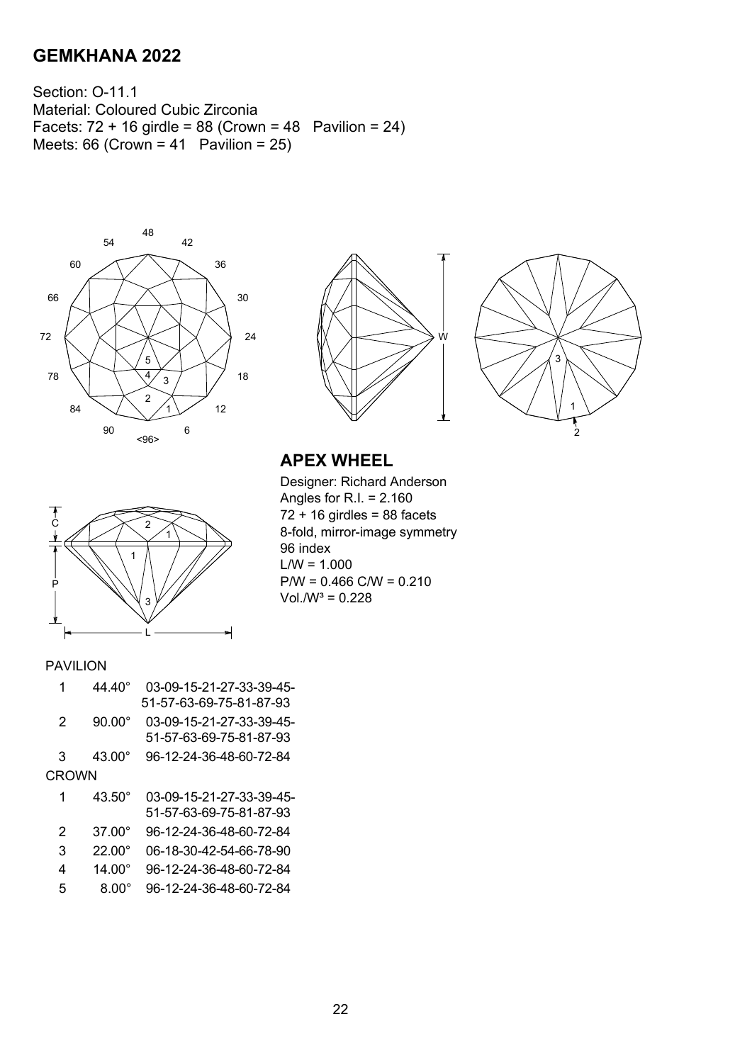## GEMKHANA 2022

Section: O-11.1
Material: Coloured Cubic Zirconia
Facets: 72 + 16 girdle = 88 (Crown = 48   Pavilion = 24)
Meets: 66 (Crown = 41   Pavilion = 25)

## APEX WHEEL

Designer: Richard Anderson
Angles for R.I. = 2.160
72 + 16 girdles = 88 facets
8-fold, mirror-image symmetry
96 index
L/W = 1.000
P/W = 0.466 C/W = 0.210
Vol./W³ = 0.228

PAVILION

| | | |
|---|---|---|
| 1 | 44.40° | 03-09-15-21-27-33-39-45-51-57-63-69-75-81-87-93 |
| 2 | 90.00° | 03-09-15-21-27-33-39-45-51-57-63-69-75-81-87-93 |
| 3 | 43.00° | 96-12-24-36-48-60-72-84 |

CROWN

| | | |
|---|---|---|
| 1 | 43.50° | 03-09-15-21-27-33-39-45-51-57-63-69-75-81-87-93 |
| 2 | 37.00° | 96-12-24-36-48-60-72-84 |
| 3 | 22.00° | 06-18-30-42-54-66-78-90 |
| 4 | 14.00° | 96-12-24-36-48-60-72-84 |
| 5 | 8.00° | 96-12-24-36-48-60-72-84 |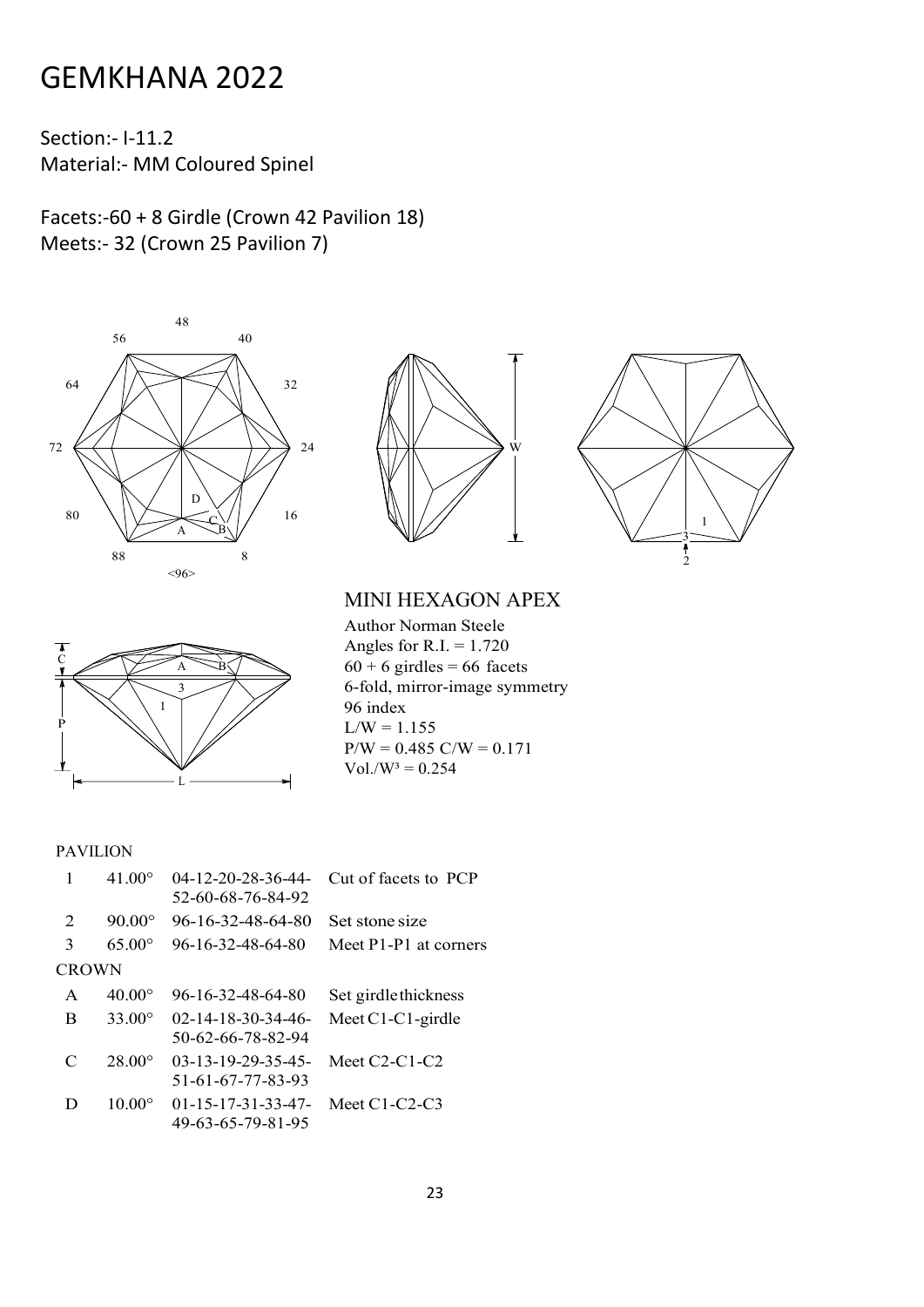# GEMKHANA 2022

Section:- I-11.2
Material:- MM Coloured Spinel

Facets:-60 + 8 Girdle (Crown 42 Pavilion 18)
Meets:- 32 (Crown 25 Pavilion 7)

## MINI HEXAGON APEX

Author Norman Steele
Angles for R.I. = 1.720
60 + 6 girdles = 66 facets
6-fold, mirror-image symmetry
96 index
L/W = 1.155
P/W = 0.485 C/W = 0.171
Vol./W³ = 0.254

PAVILION

| | | | |
|---|---|---|---|
| 1 | 41.00° | 04-12-20-28-36-44-52-60-68-76-84-92 | Cut of facets to PCP |
| 2 | 90.00° | 96-16-32-48-64-80 | Set stone size |
| 3 | 65.00° | 96-16-32-48-64-80 | Meet P1-P1 at corners |

CROWN

| | | | |
|---|---|---|---|
| A | 40.00° | 96-16-32-48-64-80 | Set girdle thickness |
| B | 33.00° | 02-14-18-30-34-46-50-62-66-78-82-94 | Meet C1-C1-girdle |
| C | 28.00° | 03-13-19-29-35-45-51-61-67-77-83-93 | Meet C2-C1-C2 |
| D | 10.00° | 01-15-17-31-33-47-49-63-65-79-81-95 | Meet C1-C2-C3 |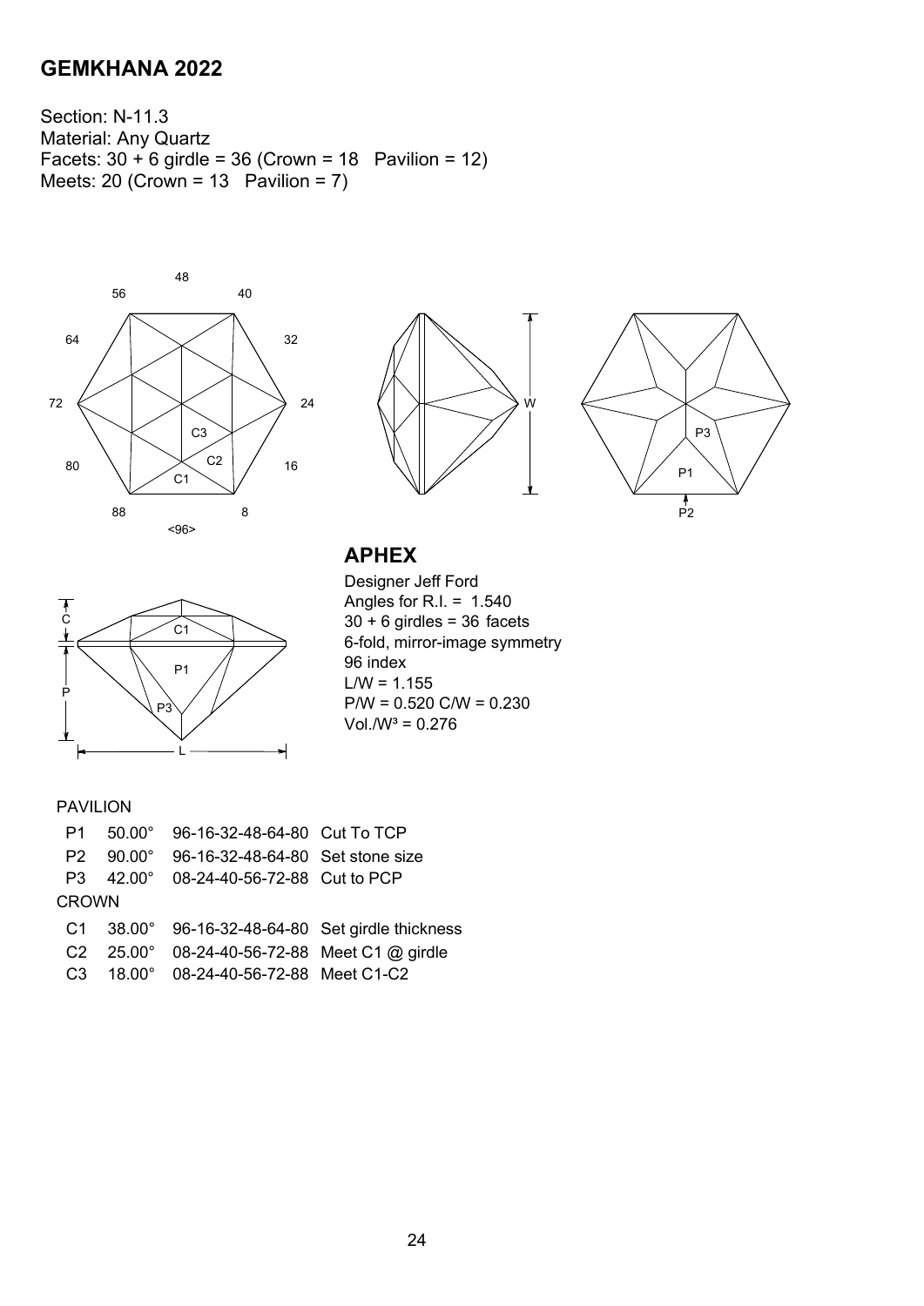## GEMKHANA 2022

Section: N-11.3
Material: Any Quartz
Facets: 30 + 6 girdle = 36 (Crown = 18 Pavilion = 12)
Meets: 20 (Crown = 13 Pavilion = 7)

48
56 40
64 32
72 24
80 16
88 8
<96>
C3
C2
C1

W

P3
P1
P2

C
C1
P
P1
P3
L

## APHEX

Designer Jeff Ford
Angles for R.I. = 1.540
30 + 6 girdles = 36 facets
6-fold, mirror-image symmetry
96 index
L/W = 1.155
P/W = 0.520 C/W = 0.230
Vol./W³ = 0.276

PAVILION

| | | | |
|---|---|---|---|
| P1 | 50.00° | 96-16-32-48-64-80 | Cut To TCP |
| P2 | 90.00° | 96-16-32-48-64-80 | Set stone size |
| P3 | 42.00° | 08-24-40-56-72-88 | Cut to PCP |

CROWN

| | | | |
|---|---|---|---|
| C1 | 38.00° | 96-16-32-48-64-80 | Set girdle thickness |
| C2 | 25.00° | 08-24-40-56-72-88 | Meet C1 @ girdle |
| C3 | 18.00° | 08-24-40-56-72-88 | Meet C1-C2 |